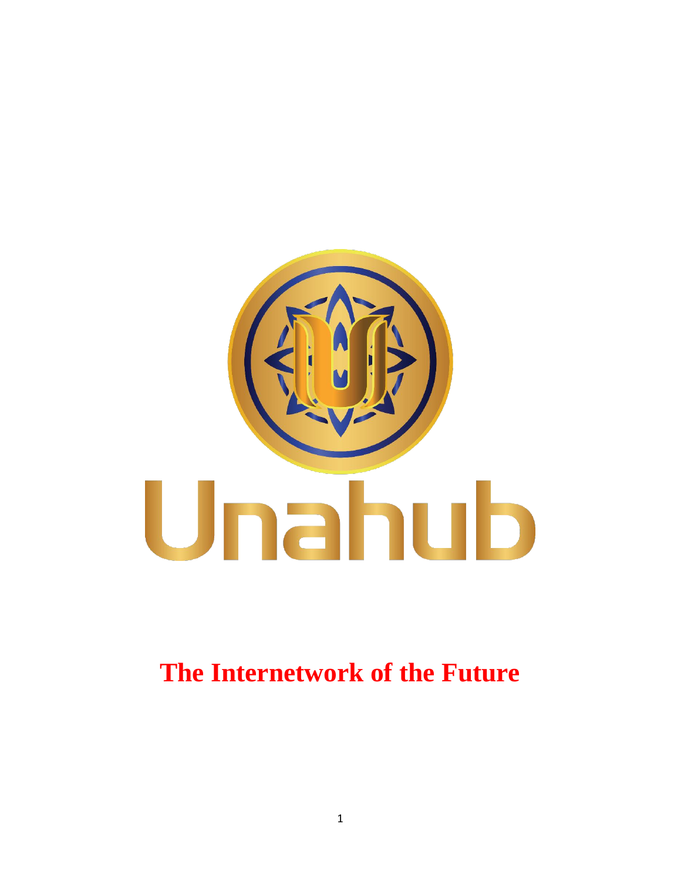Unahub

# The Internetwork of the Future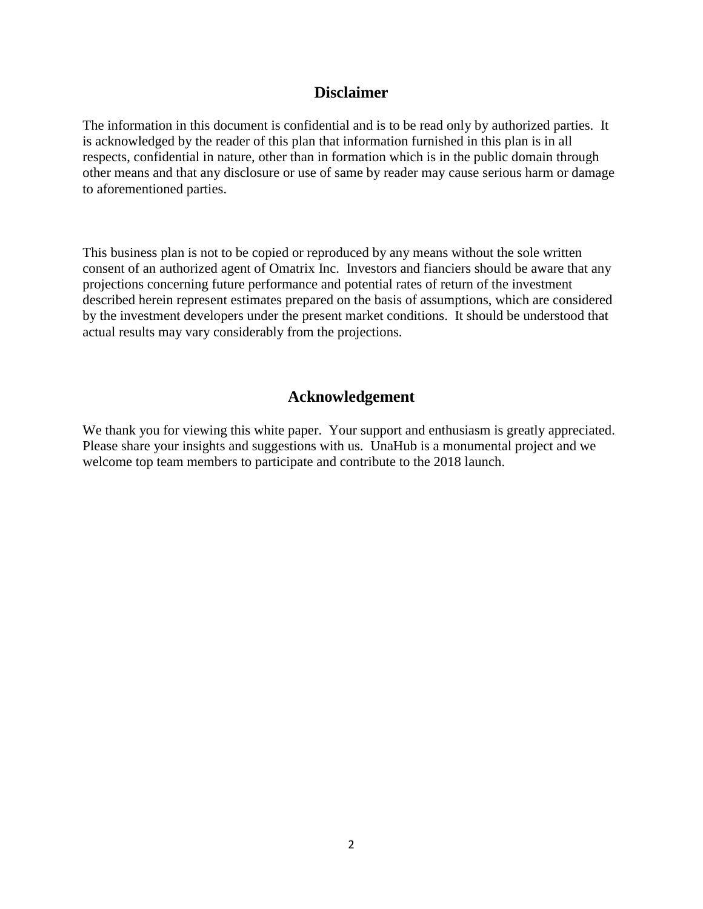## Disclaimer

The information in this document is confidential and is to be read only by authorized parties. It is acknowledged by the reader of this plan that information furnished in this plan is in all respects, confidential in nature, other than in formation which is in the public domain through other means and that any disclosure or use of same by reader may cause serious harm or damage to aforementioned parties.

This business plan is not to be copied or reproduced by any means without the sole written consent of an authorized agent of Omatrix Inc. Investors and fianciers should be aware that any projections concerning future performance and potential rates of return of the investment described herein represent estimates prepared on the basis of assumptions, which are considered by the investment developers under the present market conditions. It should be understood that actual results may vary considerably from the projections.

## Acknowledgement

We thank you for viewing this white paper. Your support and enthusiasm is greatly appreciated. Please share your insights and suggestions with us. UnaHub is a monumental project and we welcome top team members to participate and contribute to the 2018 launch.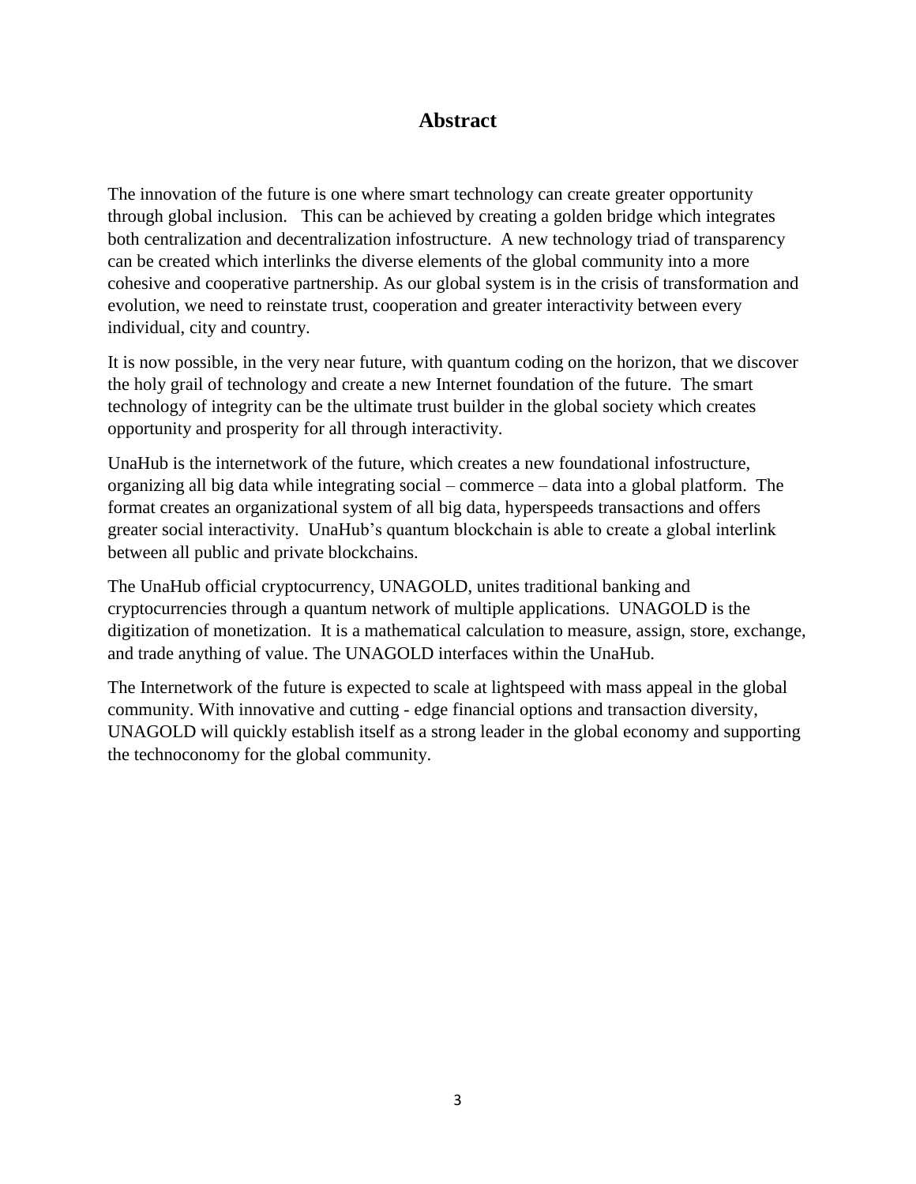# Abstract

The innovation of the future is one where smart technology can create greater opportunity through global inclusion. This can be achieved by creating a golden bridge which integrates both centralization and decentralization infostructure. A new technology triad of transparency can be created which interlinks the diverse elements of the global community into a more cohesive and cooperative partnership. As our global system is in the crisis of transformation and evolution, we need to reinstate trust, cooperation and greater interactivity between every individual, city and country.

It is now possible, in the very near future, with quantum coding on the horizon, that we discover the holy grail of technology and create a new Internet foundation of the future. The smart technology of integrity can be the ultimate trust builder in the global society which creates opportunity and prosperity for all through interactivity.

UnaHub is the internetwork of the future, which creates a new foundational infostructure, organizing all big data while integrating social – commerce – data into a global platform. The format creates an organizational system of all big data, hyperspeeds transactions and offers greater social interactivity. UnaHub's quantum blockchain is able to create a global interlink between all public and private blockchains.

The UnaHub official cryptocurrency, UNAGOLD, unites traditional banking and cryptocurrencies through a quantum network of multiple applications. UNAGOLD is the digitization of monetization. It is a mathematical calculation to measure, assign, store, exchange, and trade anything of value. The UNAGOLD interfaces within the UnaHub.

The Internetwork of the future is expected to scale at lightspeed with mass appeal in the global community. With innovative and cutting - edge financial options and transaction diversity, UNAGOLD will quickly establish itself as a strong leader in the global economy and supporting the technoconomy for the global community.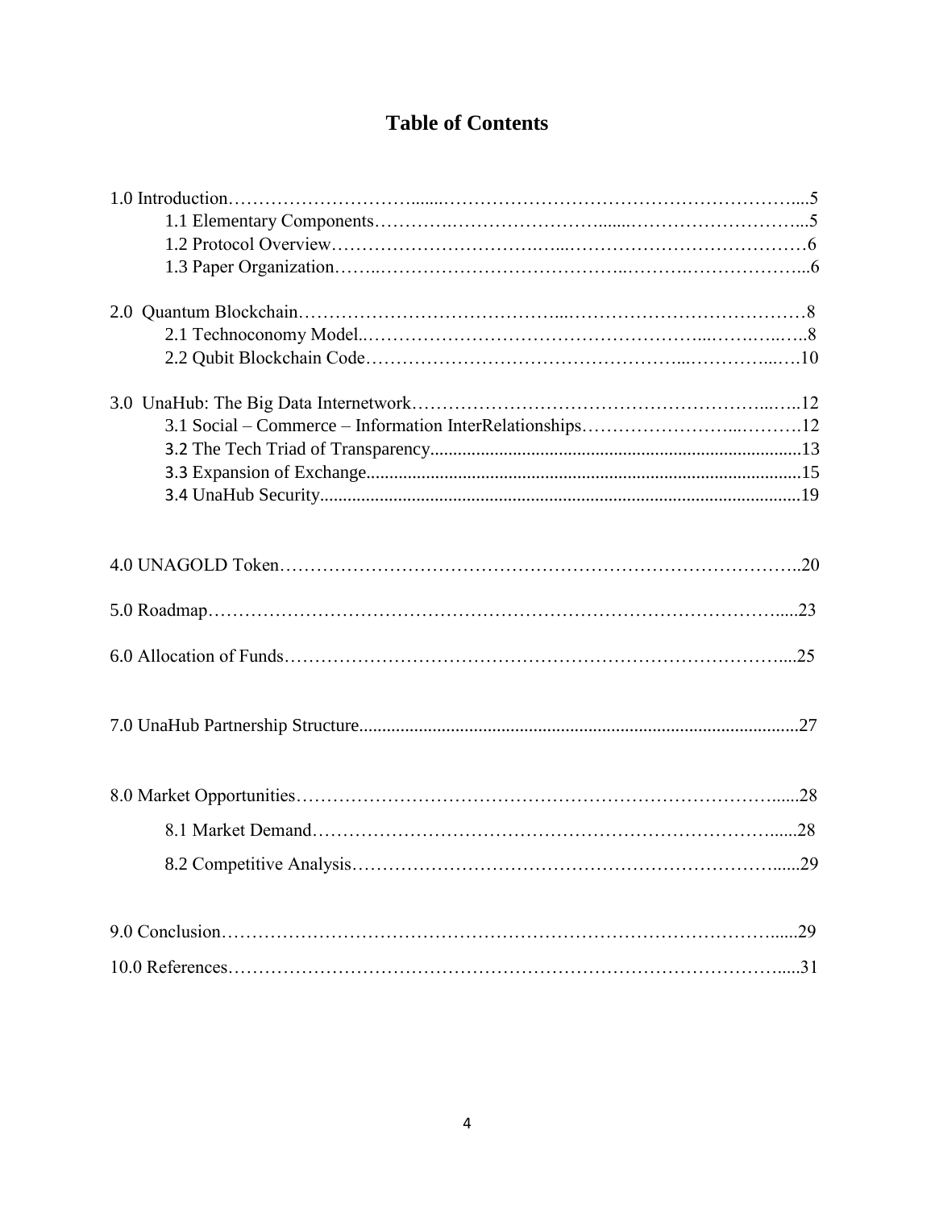# Table of Contents

1.0 Introduction.....5
  1.1 Elementary Components.....5
  1.2 Protocol Overview.....6
  1.3 Paper Organization.....6

2.0 Quantum Blockchain.....8
  2.1 Technoconomy Model.....8
  2.2 Qubit Blockchain Code.....10

3.0 UnaHub: The Big Data Internetwork.....12
  3.1 Social – Commerce – Information InterRelationships.....12
  3.2 The Tech Triad of Transparency.....13
  3.3 Expansion of Exchange.....15
  3.4 UnaHub Security.....19

4.0 UNAGOLD Token.....20

5.0 Roadmap.....23

6.0 Allocation of Funds.....25

7.0 UnaHub Partnership Structure.....27

8.0 Market Opportunities.....28
  8.1 Market Demand.....28
  8.2 Competitive Analysis.....29

9.0 Conclusion.....29

10.0 References.....31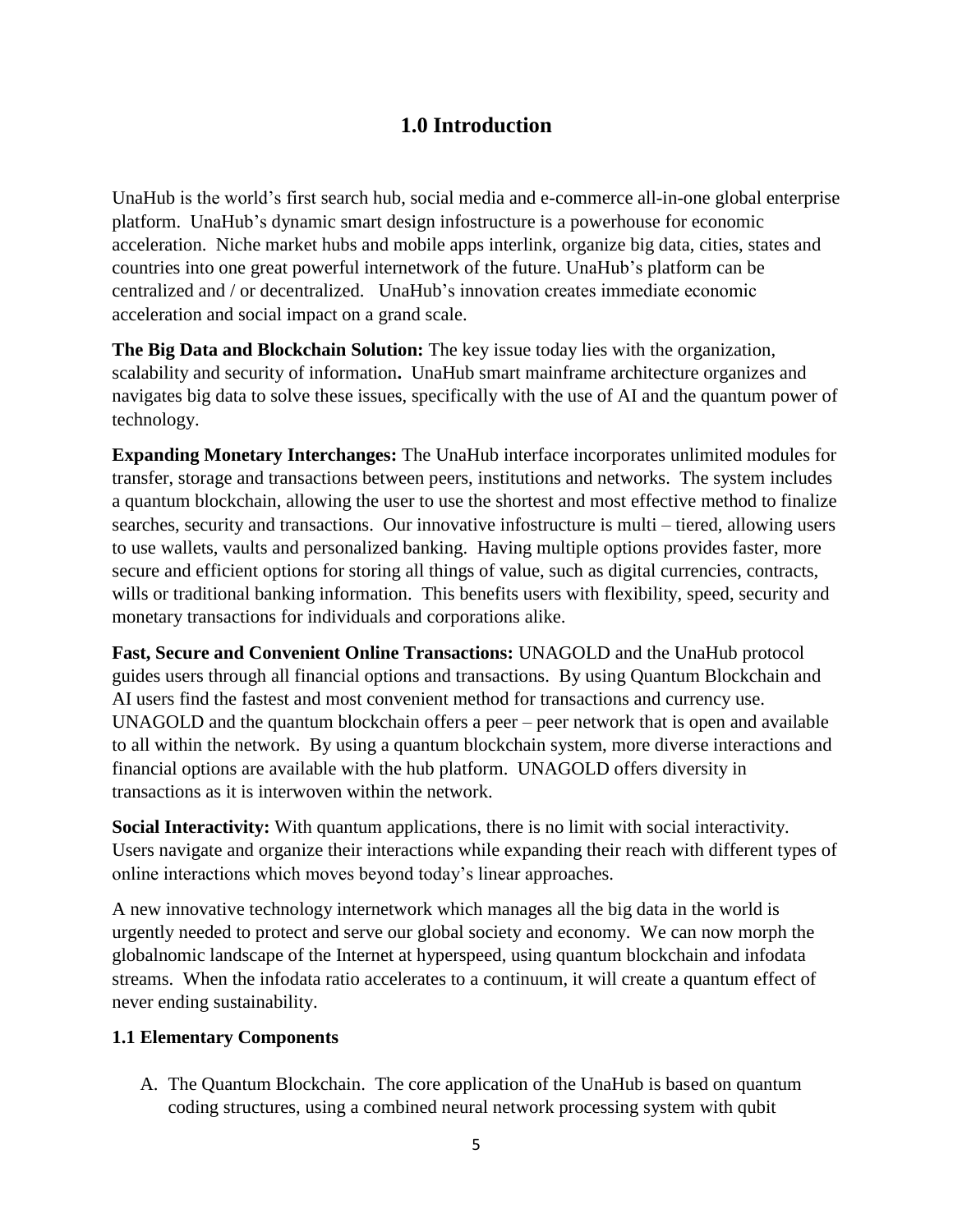# 1.0 Introduction

UnaHub is the world's first search hub, social media and e-commerce all-in-one global enterprise platform. UnaHub's dynamic smart design infostructure is a powerhouse for economic acceleration. Niche market hubs and mobile apps interlink, organize big data, cities, states and countries into one great powerful internetwork of the future. UnaHub's platform can be centralized and / or decentralized. UnaHub's innovation creates immediate economic acceleration and social impact on a grand scale.

**The Big Data and Blockchain Solution:** The key issue today lies with the organization, scalability and security of information**.** UnaHub smart mainframe architecture organizes and navigates big data to solve these issues, specifically with the use of AI and the quantum power of technology.

**Expanding Monetary Interchanges:** The UnaHub interface incorporates unlimited modules for transfer, storage and transactions between peers, institutions and networks. The system includes a quantum blockchain, allowing the user to use the shortest and most effective method to finalize searches, security and transactions. Our innovative infostructure is multi – tiered, allowing users to use wallets, vaults and personalized banking. Having multiple options provides faster, more secure and efficient options for storing all things of value, such as digital currencies, contracts, wills or traditional banking information. This benefits users with flexibility, speed, security and monetary transactions for individuals and corporations alike.

**Fast, Secure and Convenient Online Transactions:** UNAGOLD and the UnaHub protocol guides users through all financial options and transactions. By using Quantum Blockchain and AI users find the fastest and most convenient method for transactions and currency use. UNAGOLD and the quantum blockchain offers a peer – peer network that is open and available to all within the network. By using a quantum blockchain system, more diverse interactions and financial options are available with the hub platform. UNAGOLD offers diversity in transactions as it is interwoven within the network.

**Social Interactivity:** With quantum applications, there is no limit with social interactivity. Users navigate and organize their interactions while expanding their reach with different types of online interactions which moves beyond today's linear approaches.

A new innovative technology internetwork which manages all the big data in the world is urgently needed to protect and serve our global society and economy. We can now morph the globalnomic landscape of the Internet at hyperspeed, using quantum blockchain and infodata streams. When the infodata ratio accelerates to a continuum, it will create a quantum effect of never ending sustainability.

### 1.1 Elementary Components

A. The Quantum Blockchain. The core application of the UnaHub is based on quantum coding structures, using a combined neural network processing system with qubit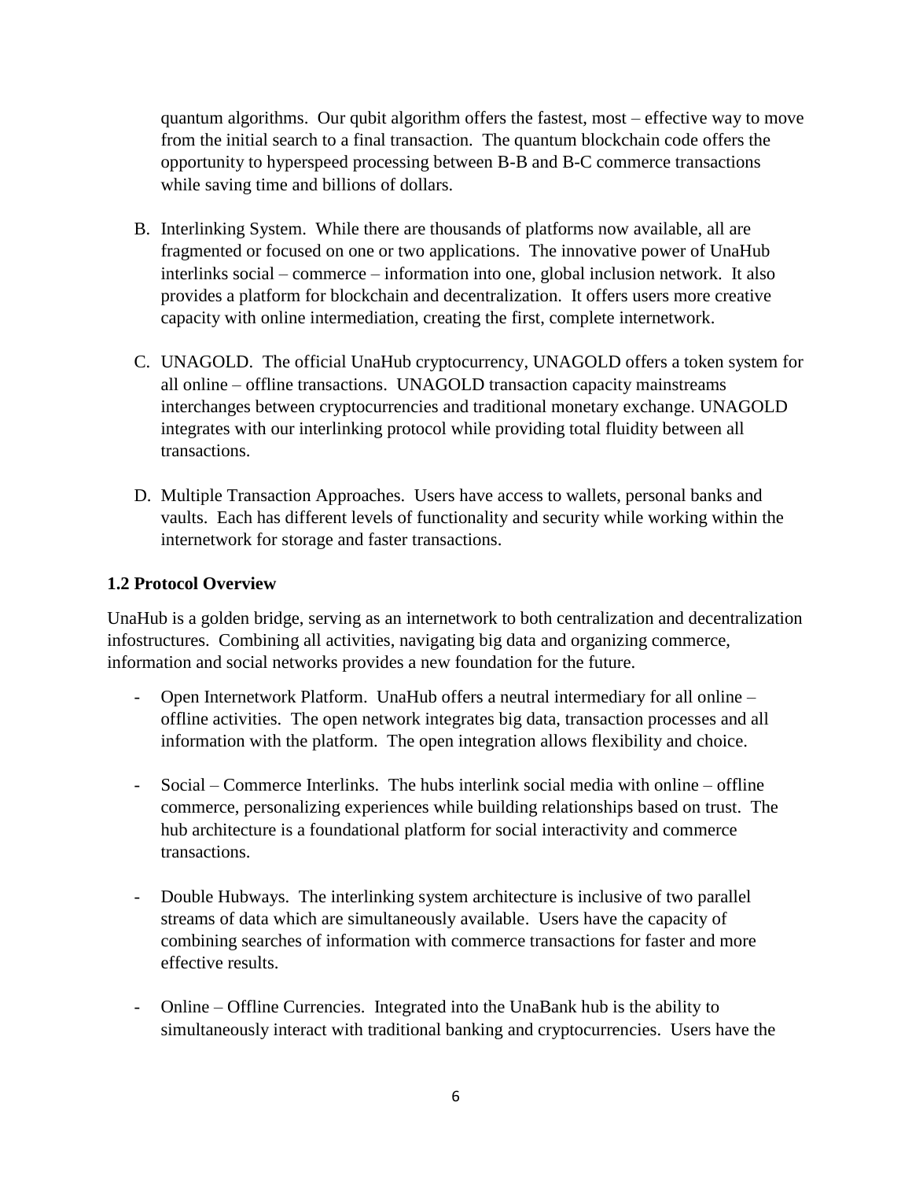quantum algorithms. Our qubit algorithm offers the fastest, most – effective way to move from the initial search to a final transaction. The quantum blockchain code offers the opportunity to hyperspeed processing between B-B and B-C commerce transactions while saving time and billions of dollars.

B. Interlinking System. While there are thousands of platforms now available, all are fragmented or focused on one or two applications. The innovative power of UnaHub interlinks social – commerce – information into one, global inclusion network. It also provides a platform for blockchain and decentralization. It offers users more creative capacity with online intermediation, creating the first, complete internetwork.

C. UNAGOLD. The official UnaHub cryptocurrency, UNAGOLD offers a token system for all online – offline transactions. UNAGOLD transaction capacity mainstreams interchanges between cryptocurrencies and traditional monetary exchange. UNAGOLD integrates with our interlinking protocol while providing total fluidity between all transactions.

D. Multiple Transaction Approaches. Users have access to wallets, personal banks and vaults. Each has different levels of functionality and security while working within the internetwork for storage and faster transactions.

### 1.2 Protocol Overview

UnaHub is a golden bridge, serving as an internetwork to both centralization and decentralization infostructures. Combining all activities, navigating big data and organizing commerce, information and social networks provides a new foundation for the future.

- Open Internetwork Platform. UnaHub offers a neutral intermediary for all online – offline activities. The open network integrates big data, transaction processes and all information with the platform. The open integration allows flexibility and choice.

- Social – Commerce Interlinks. The hubs interlink social media with online – offline commerce, personalizing experiences while building relationships based on trust. The hub architecture is a foundational platform for social interactivity and commerce transactions.

- Double Hubways. The interlinking system architecture is inclusive of two parallel streams of data which are simultaneously available. Users have the capacity of combining searches of information with commerce transactions for faster and more effective results.

- Online – Offline Currencies. Integrated into the UnaBank hub is the ability to simultaneously interact with traditional banking and cryptocurrencies. Users have the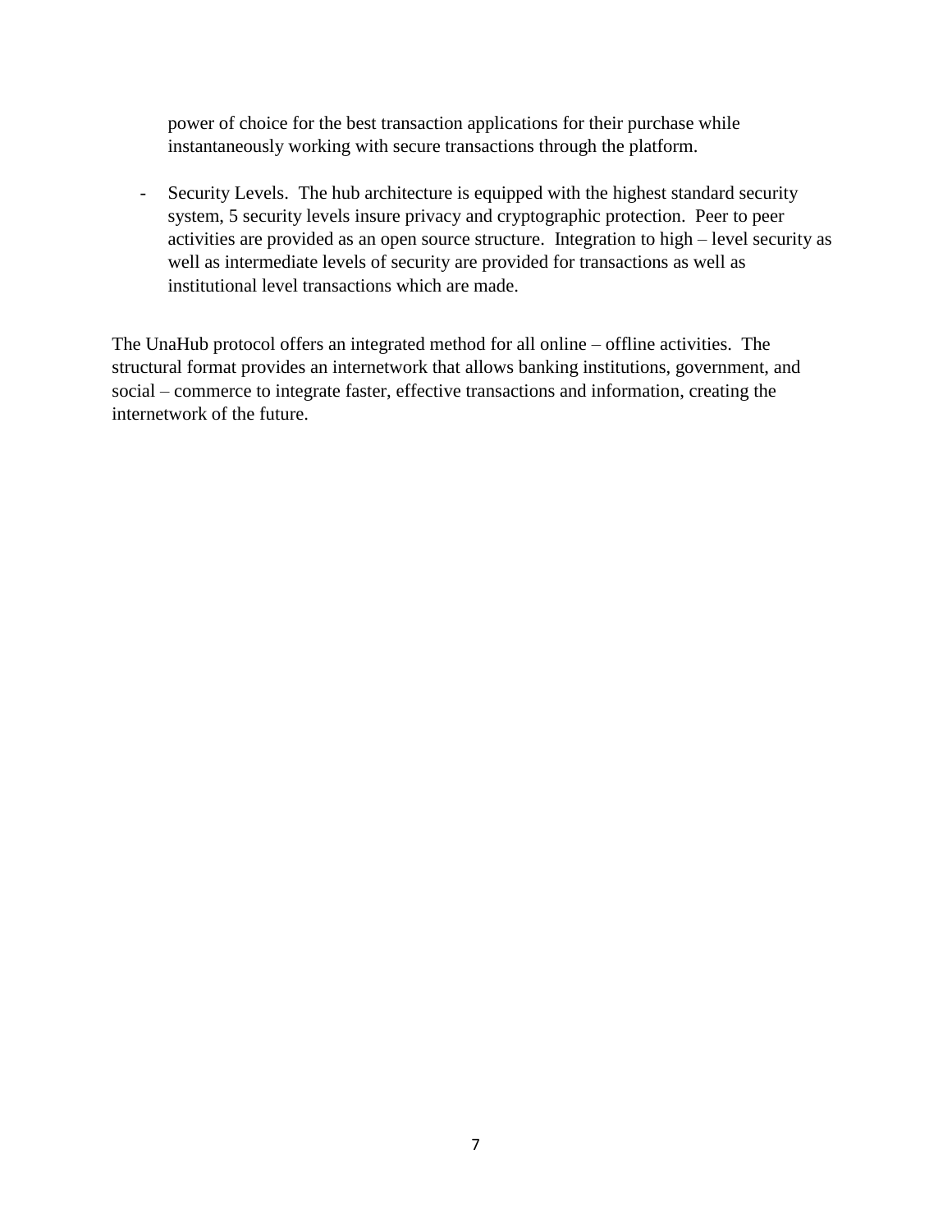power of choice for the best transaction applications for their purchase while instantaneously working with secure transactions through the platform.

- Security Levels. The hub architecture is equipped with the highest standard security system, 5 security levels insure privacy and cryptographic protection. Peer to peer activities are provided as an open source structure. Integration to high – level security as well as intermediate levels of security are provided for transactions as well as institutional level transactions which are made.

The UnaHub protocol offers an integrated method for all online – offline activities. The structural format provides an internetwork that allows banking institutions, government, and social – commerce to integrate faster, effective transactions and information, creating the internetwork of the future.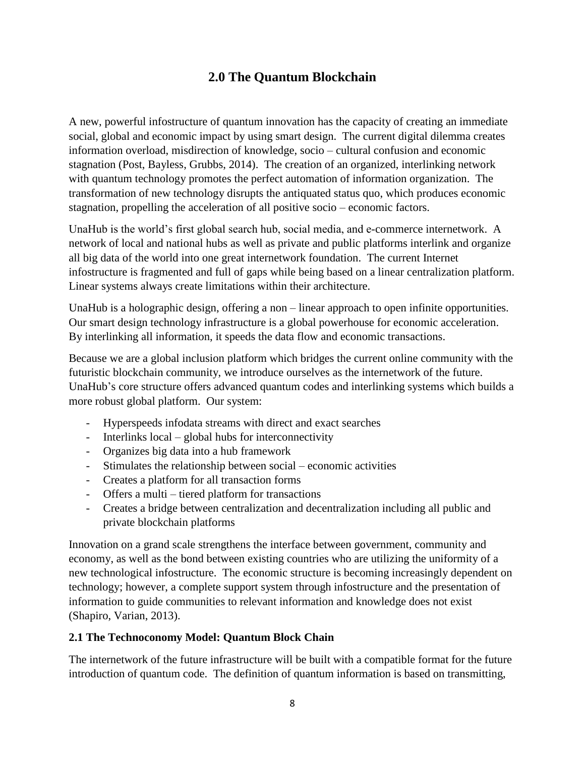## 2.0 The Quantum Blockchain

A new, powerful infostructure of quantum innovation has the capacity of creating an immediate social, global and economic impact by using smart design. The current digital dilemma creates information overload, misdirection of knowledge, socio – cultural confusion and economic stagnation (Post, Bayless, Grubbs, 2014). The creation of an organized, interlinking network with quantum technology promotes the perfect automation of information organization. The transformation of new technology disrupts the antiquated status quo, which produces economic stagnation, propelling the acceleration of all positive socio – economic factors.

UnaHub is the world's first global search hub, social media, and e-commerce internetwork. A network of local and national hubs as well as private and public platforms interlink and organize all big data of the world into one great internetwork foundation. The current Internet infostructure is fragmented and full of gaps while being based on a linear centralization platform. Linear systems always create limitations within their architecture.

UnaHub is a holographic design, offering a non – linear approach to open infinite opportunities. Our smart design technology infrastructure is a global powerhouse for economic acceleration. By interlinking all information, it speeds the data flow and economic transactions.

Because we are a global inclusion platform which bridges the current online community with the futuristic blockchain community, we introduce ourselves as the internetwork of the future. UnaHub's core structure offers advanced quantum codes and interlinking systems which builds a more robust global platform. Our system:

- Hyperspeeds infodata streams with direct and exact searches
- Interlinks local – global hubs for interconnectivity
- Organizes big data into a hub framework
- Stimulates the relationship between social – economic activities
- Creates a platform for all transaction forms
- Offers a multi – tiered platform for transactions
- Creates a bridge between centralization and decentralization including all public and private blockchain platforms

Innovation on a grand scale strengthens the interface between government, community and economy, as well as the bond between existing countries who are utilizing the uniformity of a new technological infostructure. The economic structure is becoming increasingly dependent on technology; however, a complete support system through infostructure and the presentation of information to guide communities to relevant information and knowledge does not exist (Shapiro, Varian, 2013).

### 2.1 The Technoconomy Model: Quantum Block Chain

The internetwork of the future infrastructure will be built with a compatible format for the future introduction of quantum code. The definition of quantum information is based on transmitting,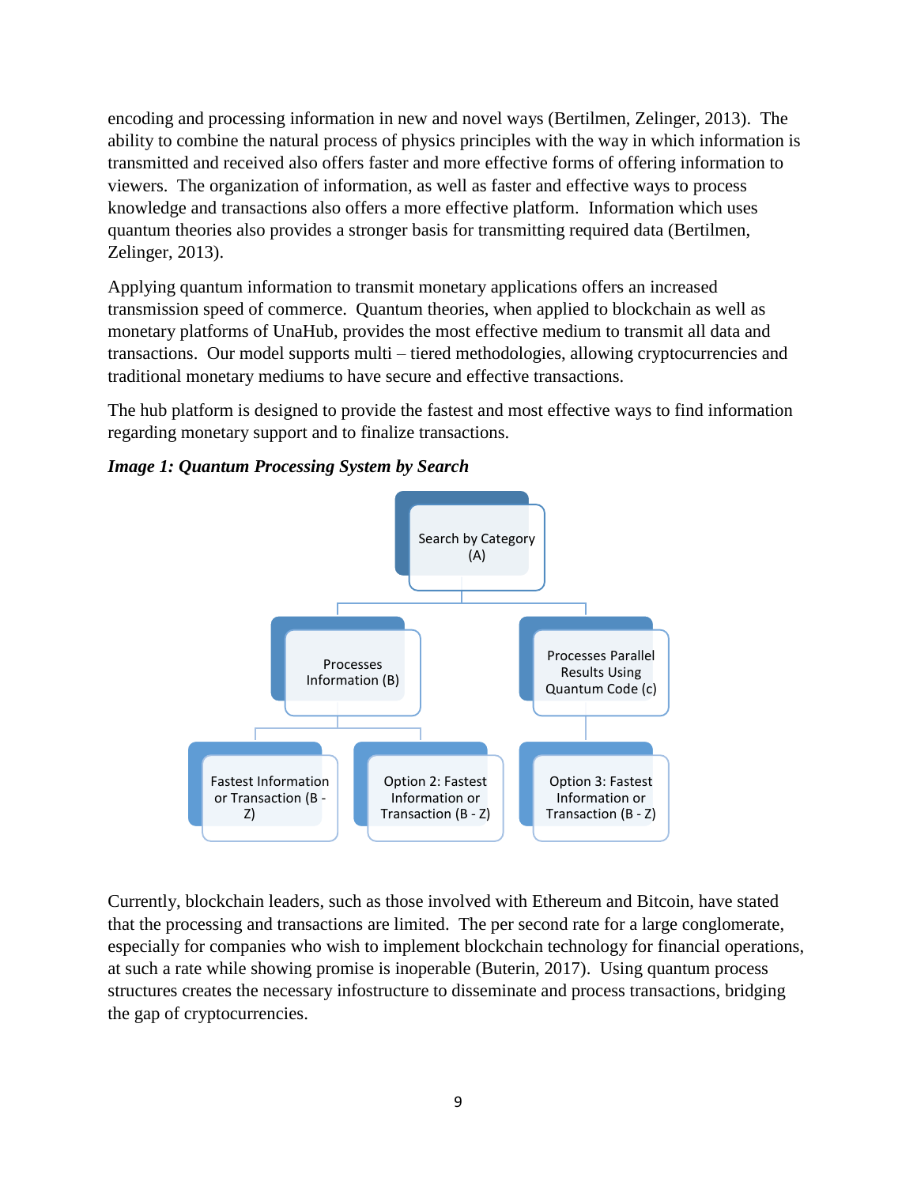encoding and processing information in new and novel ways (Bertilmen, Zelinger, 2013). The ability to combine the natural process of physics principles with the way in which information is transmitted and received also offers faster and more effective forms of offering information to viewers. The organization of information, as well as faster and effective ways to process knowledge and transactions also offers a more effective platform. Information which uses quantum theories also provides a stronger basis for transmitting required data (Bertilmen, Zelinger, 2013).

Applying quantum information to transmit monetary applications offers an increased transmission speed of commerce. Quantum theories, when applied to blockchain as well as monetary platforms of UnaHub, provides the most effective medium to transmit all data and transactions. Our model supports multi – tiered methodologies, allowing cryptocurrencies and traditional monetary mediums to have secure and effective transactions.

The hub platform is designed to provide the fastest and most effective ways to find information regarding monetary support and to finalize transactions.

***Image 1: Quantum Processing System by Search***

- Search by Category (A)
  - Processes Information (B)
    - Fastest Information or Transaction (B - Z)
    - Option 2: Fastest Information or Transaction (B - Z)
  - Processes Parallel Results Using Quantum Code (c)
    - Option 3: Fastest Information or Transaction (B - Z)

Currently, blockchain leaders, such as those involved with Ethereum and Bitcoin, have stated that the processing and transactions are limited. The per second rate for a large conglomerate, especially for companies who wish to implement blockchain technology for financial operations, at such a rate while showing promise is inoperable (Buterin, 2017). Using quantum process structures creates the necessary infostructure to disseminate and process transactions, bridging the gap of cryptocurrencies.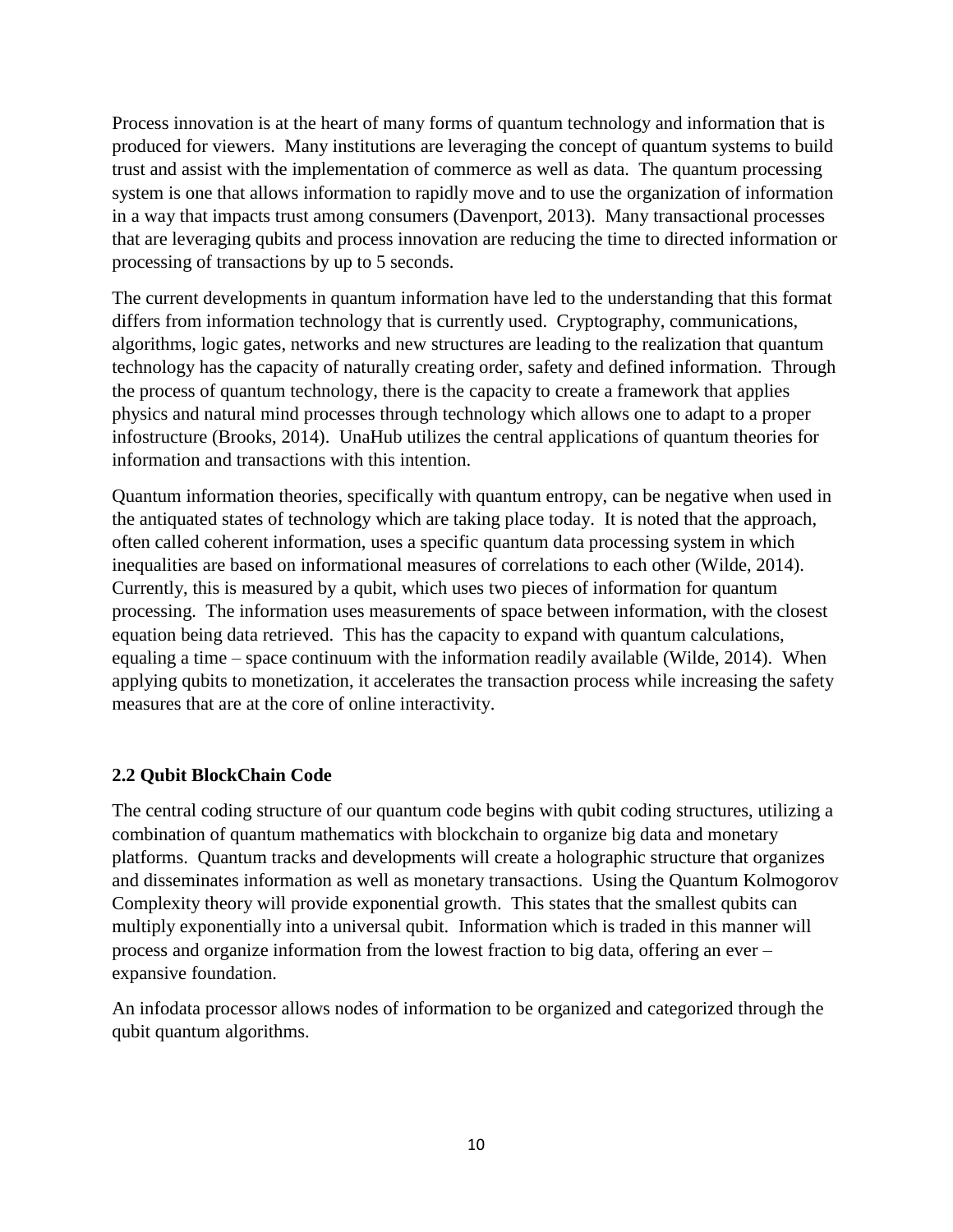Process innovation is at the heart of many forms of quantum technology and information that is produced for viewers. Many institutions are leveraging the concept of quantum systems to build trust and assist with the implementation of commerce as well as data. The quantum processing system is one that allows information to rapidly move and to use the organization of information in a way that impacts trust among consumers (Davenport, 2013). Many transactional processes that are leveraging qubits and process innovation are reducing the time to directed information or processing of transactions by up to 5 seconds.

The current developments in quantum information have led to the understanding that this format differs from information technology that is currently used. Cryptography, communications, algorithms, logic gates, networks and new structures are leading to the realization that quantum technology has the capacity of naturally creating order, safety and defined information. Through the process of quantum technology, there is the capacity to create a framework that applies physics and natural mind processes through technology which allows one to adapt to a proper infostructure (Brooks, 2014). UnaHub utilizes the central applications of quantum theories for information and transactions with this intention.

Quantum information theories, specifically with quantum entropy, can be negative when used in the antiquated states of technology which are taking place today. It is noted that the approach, often called coherent information, uses a specific quantum data processing system in which inequalities are based on informational measures of correlations to each other (Wilde, 2014). Currently, this is measured by a qubit, which uses two pieces of information for quantum processing. The information uses measurements of space between information, with the closest equation being data retrieved. This has the capacity to expand with quantum calculations, equaling a time – space continuum with the information readily available (Wilde, 2014). When applying qubits to monetization, it accelerates the transaction process while increasing the safety measures that are at the core of online interactivity.

### 2.2 Qubit BlockChain Code

The central coding structure of our quantum code begins with qubit coding structures, utilizing a combination of quantum mathematics with blockchain to organize big data and monetary platforms. Quantum tracks and developments will create a holographic structure that organizes and disseminates information as well as monetary transactions. Using the Quantum Kolmogorov Complexity theory will provide exponential growth. This states that the smallest qubits can multiply exponentially into a universal qubit. Information which is traded in this manner will process and organize information from the lowest fraction to big data, offering an ever – expansive foundation.

An infodata processor allows nodes of information to be organized and categorized through the qubit quantum algorithms.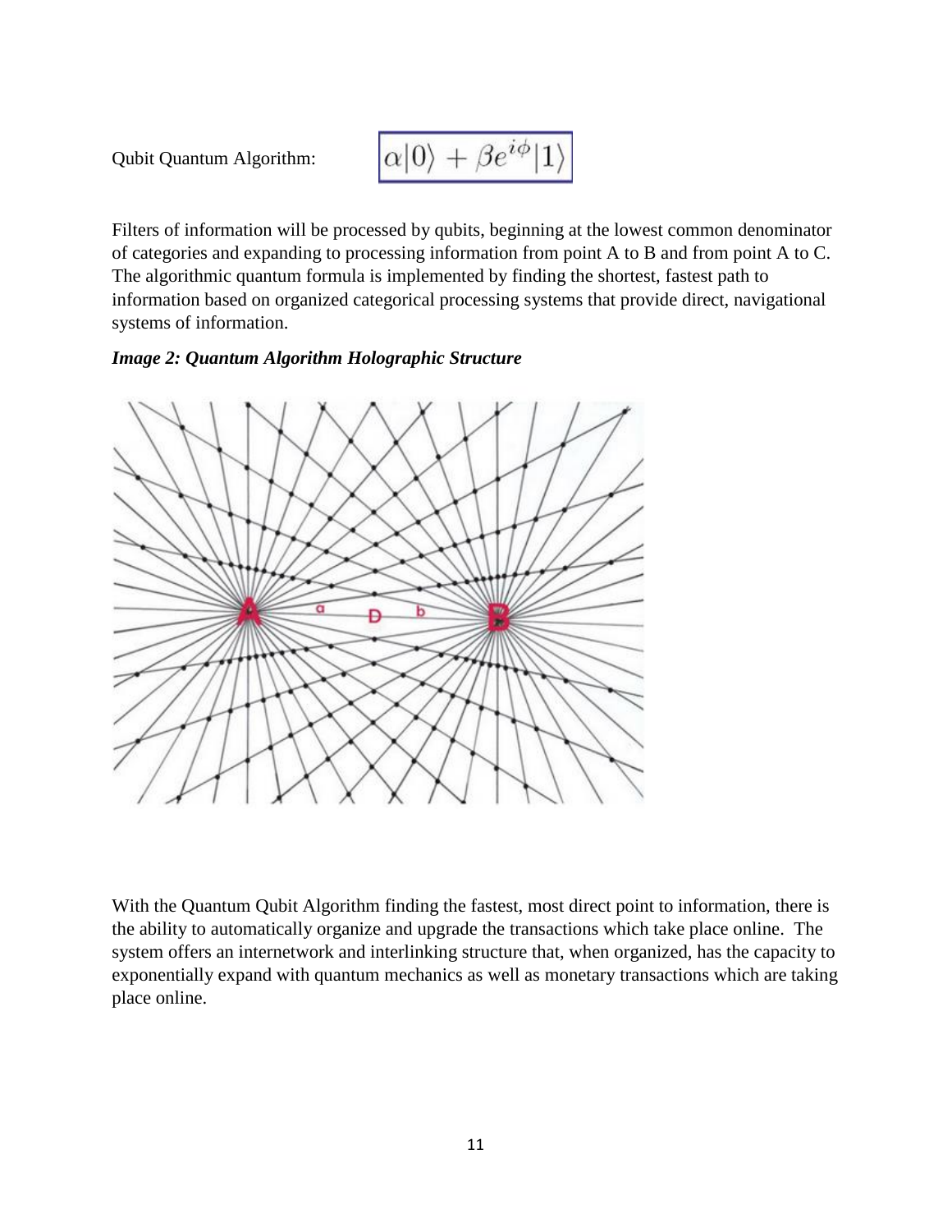Qubit Quantum Algorithm: $\alpha|0\rangle + \beta e^{i\phi}|1\rangle$

Filters of information will be processed by qubits, beginning at the lowest common denominator of categories and expanding to processing information from point A to B and from point A to C. The algorithmic quantum formula is implemented by finding the shortest, fastest path to information based on organized categorical processing systems that provide direct, navigational systems of information.

***Image 2: Quantum Algorithm Holographic Structure***

With the Quantum Qubit Algorithm finding the fastest, most direct point to information, there is the ability to automatically organize and upgrade the transactions which take place online. The system offers an internetwork and interlinking structure that, when organized, has the capacity to exponentially expand with quantum mechanics as well as monetary transactions which are taking place online.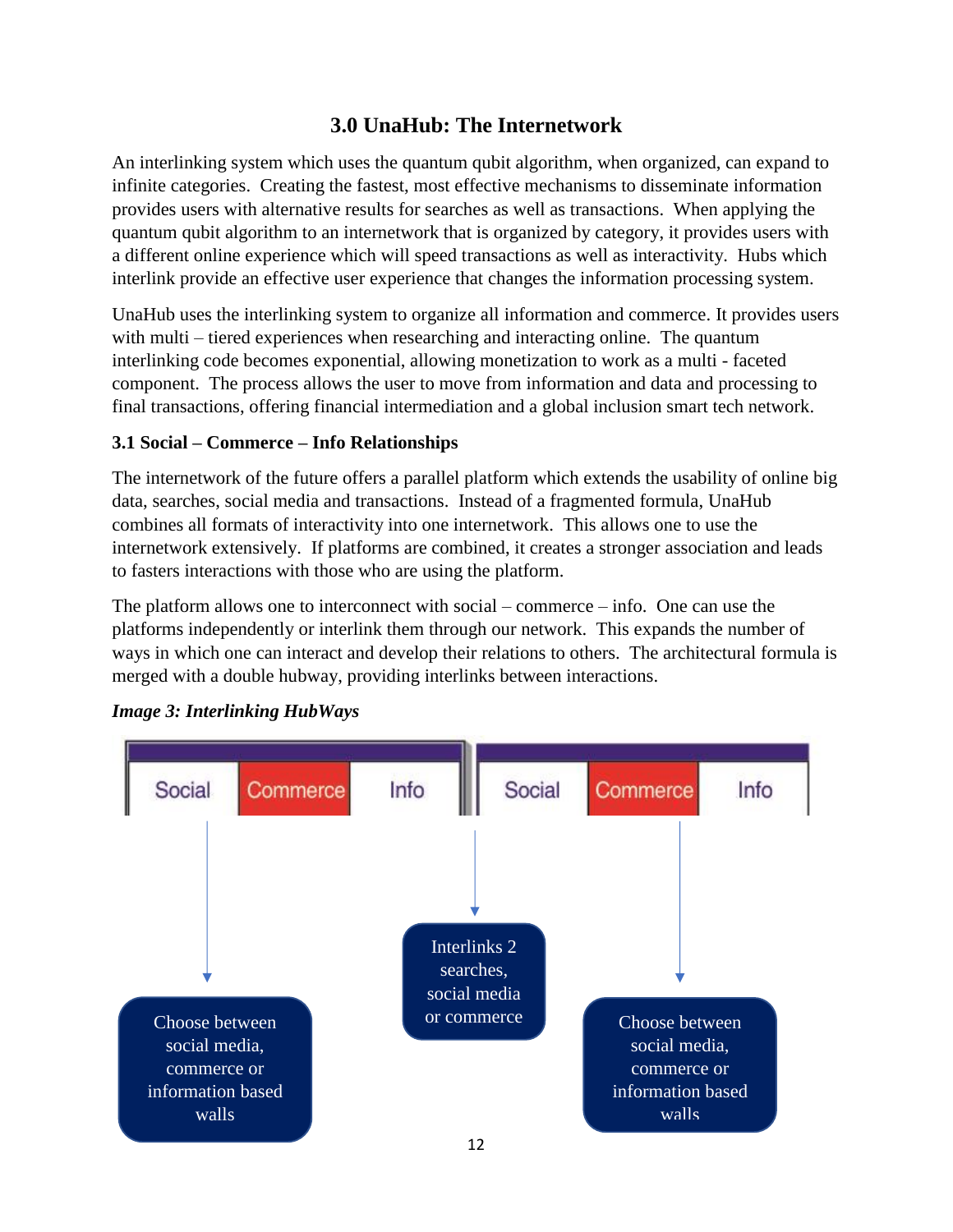## 3.0 UnaHub: The Internetwork

An interlinking system which uses the quantum qubit algorithm, when organized, can expand to infinite categories. Creating the fastest, most effective mechanisms to disseminate information provides users with alternative results for searches as well as transactions. When applying the quantum qubit algorithm to an internetwork that is organized by category, it provides users with a different online experience which will speed transactions as well as interactivity. Hubs which interlink provide an effective user experience that changes the information processing system.

UnaHub uses the interlinking system to organize all information and commerce. It provides users with multi – tiered experiences when researching and interacting online. The quantum interlinking code becomes exponential, allowing monetization to work as a multi - faceted component. The process allows the user to move from information and data and processing to final transactions, offering financial intermediation and a global inclusion smart tech network.

### 3.1 Social – Commerce – Info Relationships

The internetwork of the future offers a parallel platform which extends the usability of online big data, searches, social media and transactions. Instead of a fragmented formula, UnaHub combines all formats of interactivity into one internetwork. This allows one to use the internetwork extensively. If platforms are combined, it creates a stronger association and leads to fasters interactions with those who are using the platform.

The platform allows one to interconnect with social – commerce – info. One can use the platforms independently or interlink them through our network. This expands the number of ways in which one can interact and develop their relations to others. The architectural formula is merged with a double hubway, providing interlinks between interactions.

***Image 3: Interlinking HubWays***

Social | Commerce | Info || Social | Commerce | Info

Choose between social media, commerce or information based walls

Interlinks 2 searches, social media or commerce

Choose between social media, commerce or information based walls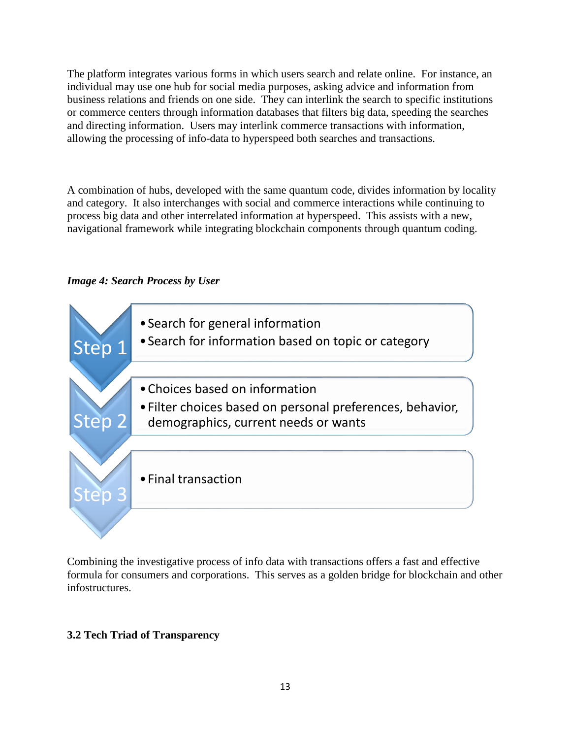The platform integrates various forms in which users search and relate online. For instance, an individual may use one hub for social media purposes, asking advice and information from business relations and friends on one side. They can interlink the search to specific institutions or commerce centers through information databases that filters big data, speeding the searches and directing information. Users may interlink commerce transactions with information, allowing the processing of info-data to hyperspeed both searches and transactions.

A combination of hubs, developed with the same quantum code, divides information by locality and category. It also interchanges with social and commerce interactions while continuing to process big data and other interrelated information at hyperspeed. This assists with a new, navigational framework while integrating blockchain components through quantum coding.

***Image 4: Search Process by User***

**Step 1**
- Search for general information
- Search for information based on topic or category

**Step 2**
- Choices based on information
- Filter choices based on personal preferences, behavior, demographics, current needs or wants

**Step 3**
- Final transaction

Combining the investigative process of info data with transactions offers a fast and effective formula for consumers and corporations. This serves as a golden bridge for blockchain and other infostructures.

### 3.2 Tech Triad of Transparency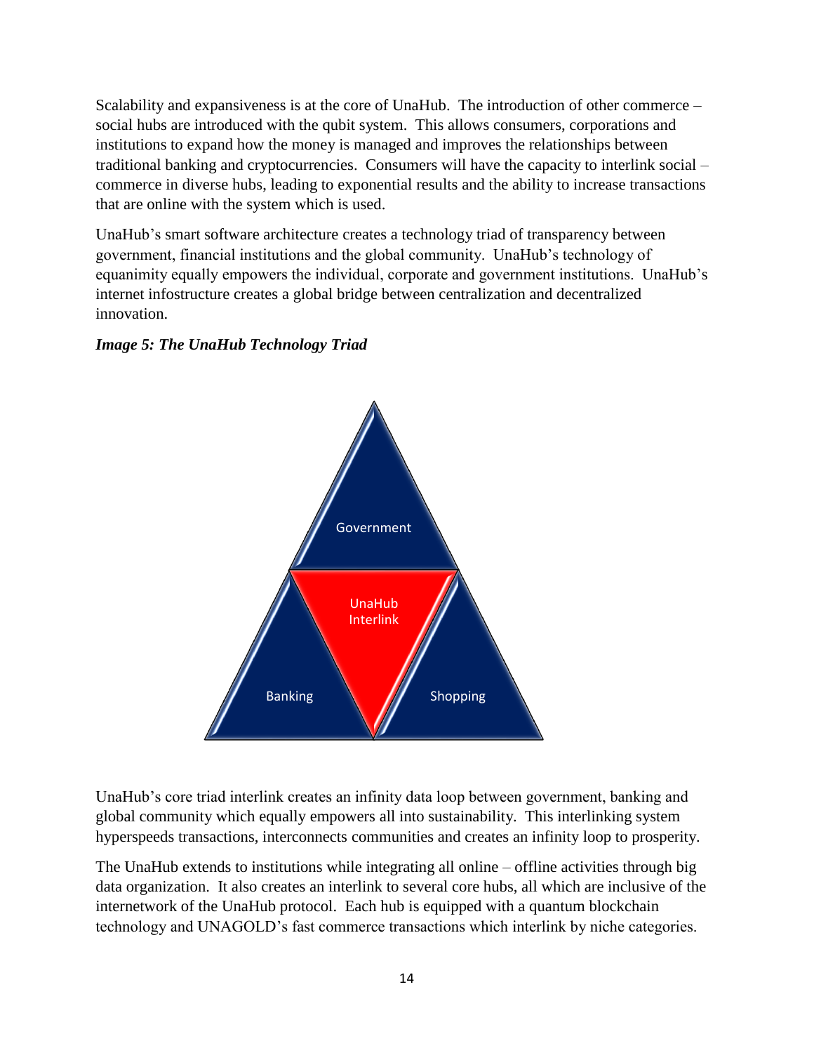Scalability and expansiveness is at the core of UnaHub. The introduction of other commerce – social hubs are introduced with the qubit system. This allows consumers, corporations and institutions to expand how the money is managed and improves the relationships between traditional banking and cryptocurrencies. Consumers will have the capacity to interlink social – commerce in diverse hubs, leading to exponential results and the ability to increase transactions that are online with the system which is used.

UnaHub's smart software architecture creates a technology triad of transparency between government, financial institutions and the global community. UnaHub's technology of equanimity equally empowers the individual, corporate and government institutions. UnaHub's internet infostructure creates a global bridge between centralization and decentralized innovation.

***Image 5: The UnaHub Technology Triad***

Government

UnaHub Interlink

Banking

Shopping

UnaHub's core triad interlink creates an infinity data loop between government, banking and global community which equally empowers all into sustainability. This interlinking system hyperspeeds transactions, interconnects communities and creates an infinity loop to prosperity.

The UnaHub extends to institutions while integrating all online – offline activities through big data organization. It also creates an interlink to several core hubs, all which are inclusive of the internetwork of the UnaHub protocol. Each hub is equipped with a quantum blockchain technology and UNAGOLD's fast commerce transactions which interlink by niche categories.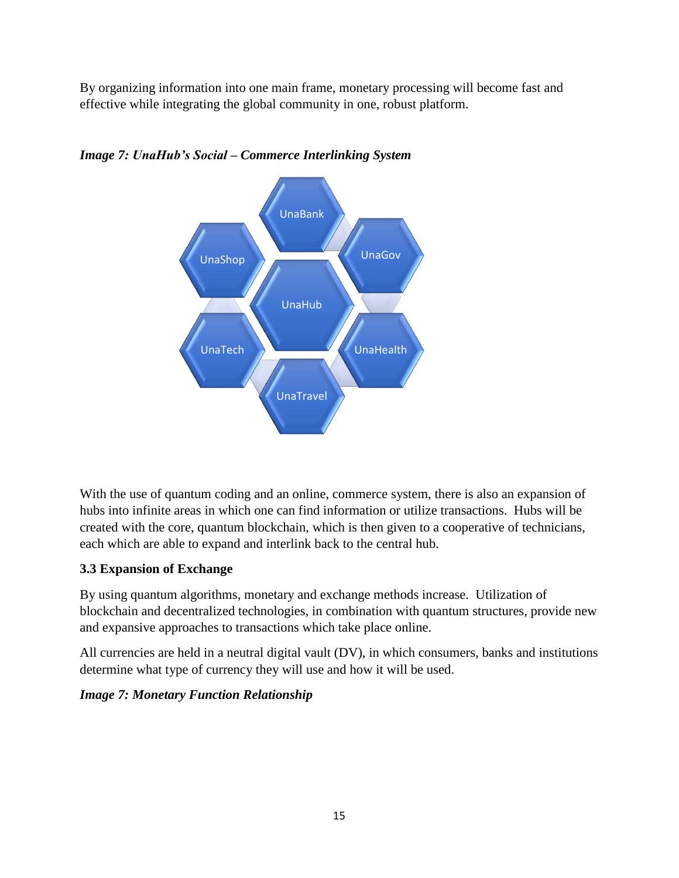By organizing information into one main frame, monetary processing will become fast and effective while integrating the global community in one, robust platform.

***Image 7: UnaHub's Social – Commerce Interlinking System***

UnaBank

UnaShop

UnaGov

UnaHub

UnaTech

UnaHealth

UnaTravel

With the use of quantum coding and an online, commerce system, there is also an expansion of hubs into infinite areas in which one can find information or utilize transactions. Hubs will be created with the core, quantum blockchain, which is then given to a cooperative of technicians, each which are able to expand and interlink back to the central hub.

### 3.3 Expansion of Exchange

By using quantum algorithms, monetary and exchange methods increase. Utilization of blockchain and decentralized technologies, in combination with quantum structures, provide new and expansive approaches to transactions which take place online.

All currencies are held in a neutral digital vault (DV), in which consumers, banks and institutions determine what type of currency they will use and how it will be used.

***Image 7: Monetary Function Relationship***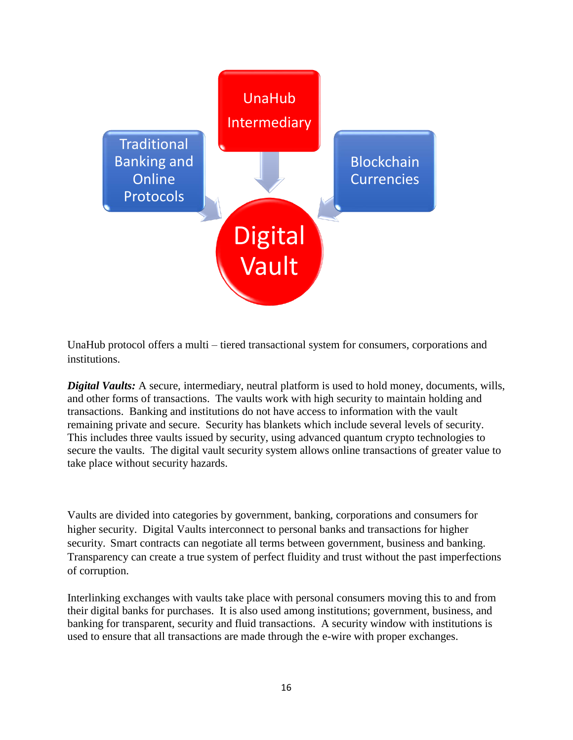Traditional Banking and Online Protocols

UnaHub Intermediary

Blockchain Currencies

Digital Vault

UnaHub protocol offers a multi – tiered transactional system for consumers, corporations and institutions.

***Digital Vaults:*** A secure, intermediary, neutral platform is used to hold money, documents, wills, and other forms of transactions. The vaults work with high security to maintain holding and transactions. Banking and institutions do not have access to information with the vault remaining private and secure. Security has blankets which include several levels of security. This includes three vaults issued by security, using advanced quantum crypto technologies to secure the vaults. The digital vault security system allows online transactions of greater value to take place without security hazards.

Vaults are divided into categories by government, banking, corporations and consumers for higher security. Digital Vaults interconnect to personal banks and transactions for higher security. Smart contracts can negotiate all terms between government, business and banking. Transparency can create a true system of perfect fluidity and trust without the past imperfections of corruption.

Interlinking exchanges with vaults take place with personal consumers moving this to and from their digital banks for purchases. It is also used among institutions; government, business, and banking for transparent, security and fluid transactions. A security window with institutions is used to ensure that all transactions are made through the e-wire with proper exchanges.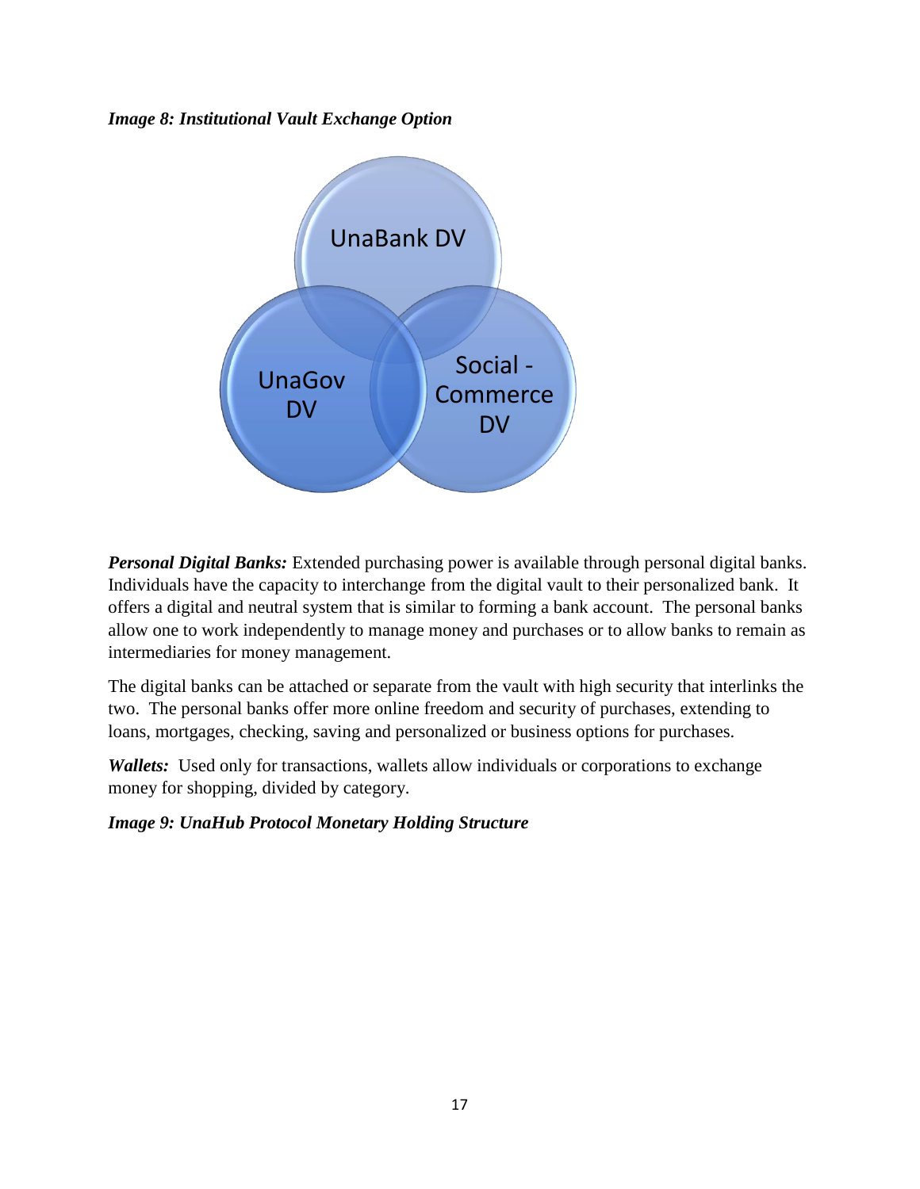***Image 8: Institutional Vault Exchange Option***

UnaBank DV

UnaGov DV

Social - Commerce DV

***Personal Digital Banks:*** Extended purchasing power is available through personal digital banks. Individuals have the capacity to interchange from the digital vault to their personalized bank. It offers a digital and neutral system that is similar to forming a bank account. The personal banks allow one to work independently to manage money and purchases or to allow banks to remain as intermediaries for money management.

The digital banks can be attached or separate from the vault with high security that interlinks the two. The personal banks offer more online freedom and security of purchases, extending to loans, mortgages, checking, saving and personalized or business options for purchases.

***Wallets:*** Used only for transactions, wallets allow individuals or corporations to exchange money for shopping, divided by category.

***Image 9: UnaHub Protocol Monetary Holding Structure***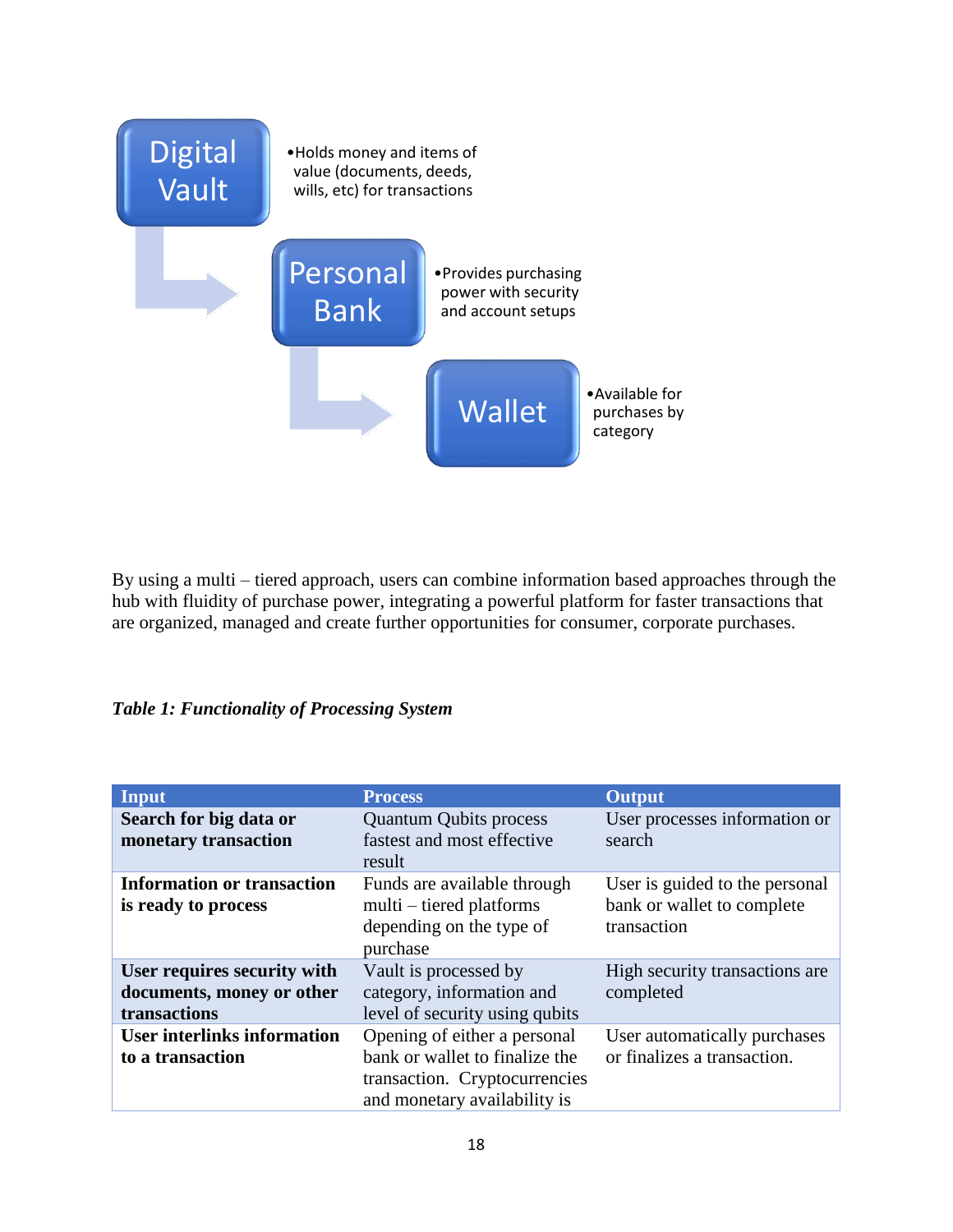**Digital Vault**

- Holds money and items of value (documents, deeds, wills, etc) for transactions

**Personal Bank**

- Provides purchasing power with security and account setups

**Wallet**

- Available for purchases by category

By using a multi – tiered approach, users can combine information based approaches through the hub with fluidity of purchase power, integrating a powerful platform for faster transactions that are organized, managed and create further opportunities for consumer, corporate purchases.

***Table 1: Functionality of Processing System***

| Input | Process | Output |
|---|---|---|
| **Search for big data or monetary transaction** | Quantum Qubits process fastest and most effective result | User processes information or search |
| **Information or transaction is ready to process** | Funds are available through multi – tiered platforms depending on the type of purchase | User is guided to the personal bank or wallet to complete transaction |
| **User requires security with documents, money or other transactions** | Vault is processed by category, information and level of security using qubits | High security transactions are completed |
| **User interlinks information to a transaction** | Opening of either a personal bank or wallet to finalize the transaction. Cryptocurrencies and monetary availability is | User automatically purchases or finalizes a transaction. |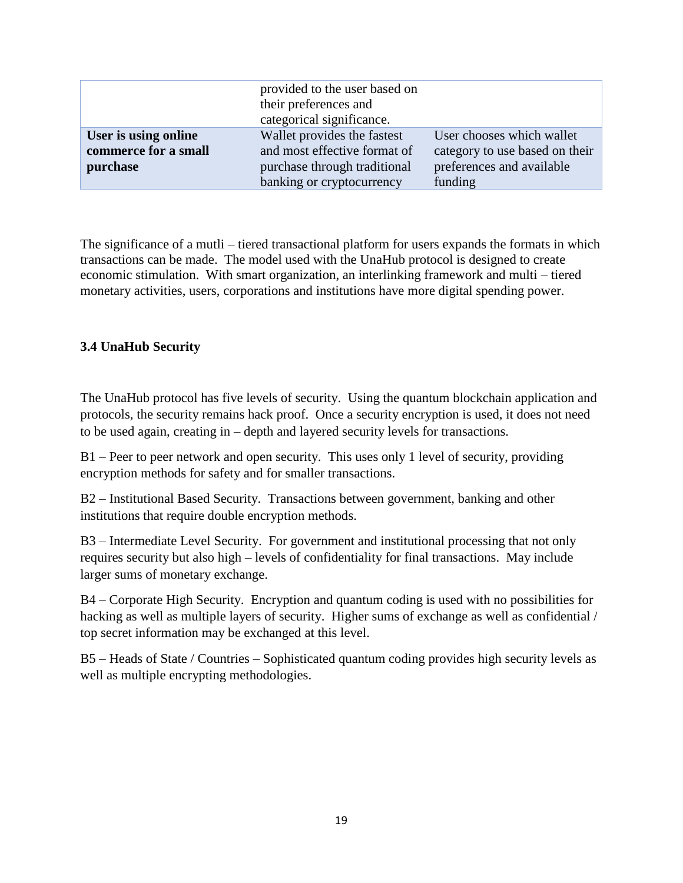|  |  |  |
|---|---|---|
|  | provided to the user based on their preferences and categorical significance. |  |
| **User is using online commerce for a small purchase** | Wallet provides the fastest and most effective format of purchase through traditional banking or cryptocurrency | User chooses which wallet category to use based on their preferences and available funding |

The significance of a mutli – tiered transactional platform for users expands the formats in which transactions can be made. The model used with the UnaHub protocol is designed to create economic stimulation. With smart organization, an interlinking framework and multi – tiered monetary activities, users, corporations and institutions have more digital spending power.

### 3.4 UnaHub Security

The UnaHub protocol has five levels of security. Using the quantum blockchain application and protocols, the security remains hack proof. Once a security encryption is used, it does not need to be used again, creating in – depth and layered security levels for transactions.

B1 – Peer to peer network and open security. This uses only 1 level of security, providing encryption methods for safety and for smaller transactions.

B2 – Institutional Based Security. Transactions between government, banking and other institutions that require double encryption methods.

B3 – Intermediate Level Security. For government and institutional processing that not only requires security but also high – levels of confidentiality for final transactions. May include larger sums of monetary exchange.

B4 – Corporate High Security. Encryption and quantum coding is used with no possibilities for hacking as well as multiple layers of security. Higher sums of exchange as well as confidential / top secret information may be exchanged at this level.

B5 – Heads of State / Countries – Sophisticated quantum coding provides high security levels as well as multiple encrypting methodologies.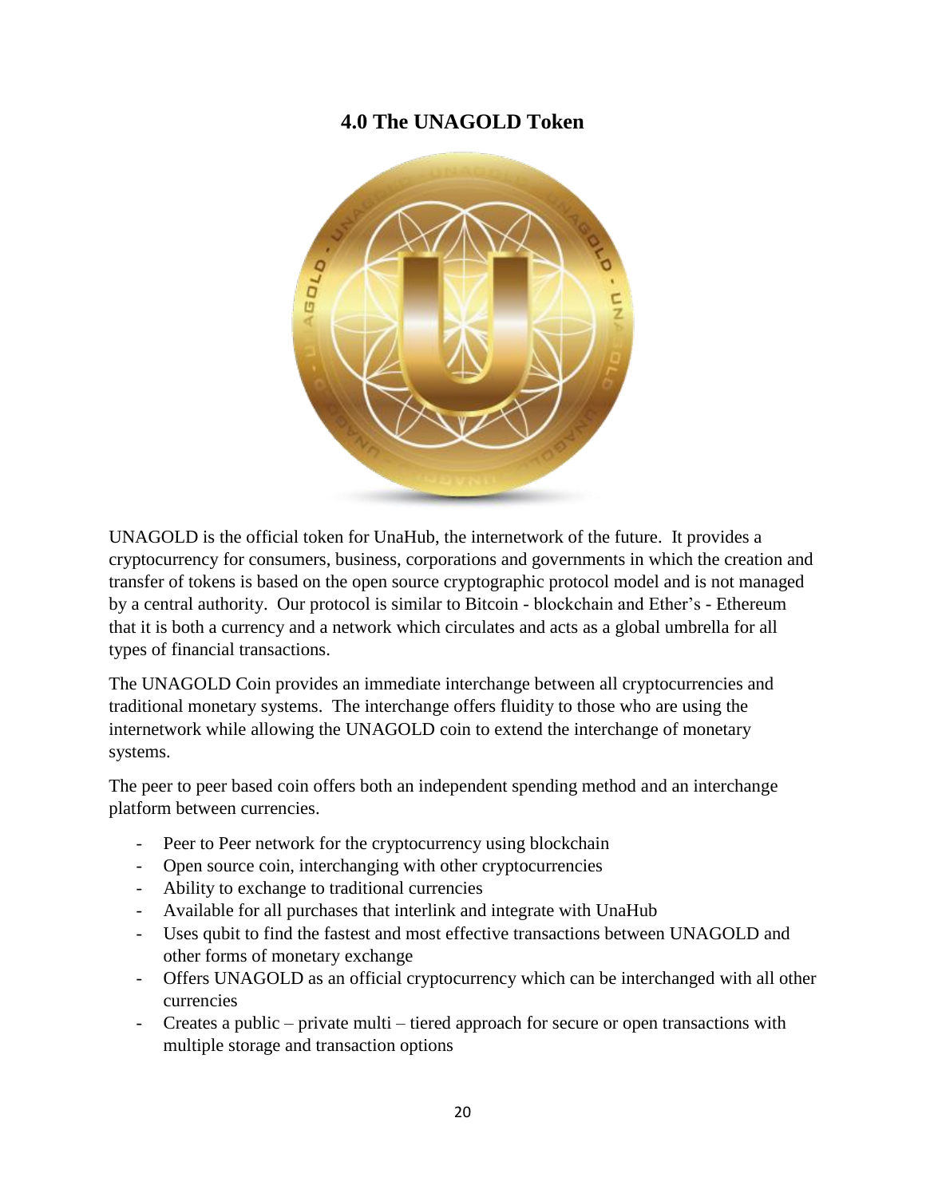## 4.0 The UNAGOLD Token

UNAGOLD is the official token for UnaHub, the internetwork of the future. It provides a cryptocurrency for consumers, business, corporations and governments in which the creation and transfer of tokens is based on the open source cryptographic protocol model and is not managed by a central authority. Our protocol is similar to Bitcoin - blockchain and Ether's - Ethereum that it is both a currency and a network which circulates and acts as a global umbrella for all types of financial transactions.

The UNAGOLD Coin provides an immediate interchange between all cryptocurrencies and traditional monetary systems. The interchange offers fluidity to those who are using the internetwork while allowing the UNAGOLD coin to extend the interchange of monetary systems.

The peer to peer based coin offers both an independent spending method and an interchange platform between currencies.

- Peer to Peer network for the cryptocurrency using blockchain
- Open source coin, interchanging with other cryptocurrencies
- Ability to exchange to traditional currencies
- Available for all purchases that interlink and integrate with UnaHub
- Uses qubit to find the fastest and most effective transactions between UNAGOLD and other forms of monetary exchange
- Offers UNAGOLD as an official cryptocurrency which can be interchanged with all other currencies
- Creates a public – private multi – tiered approach for secure or open transactions with multiple storage and transaction options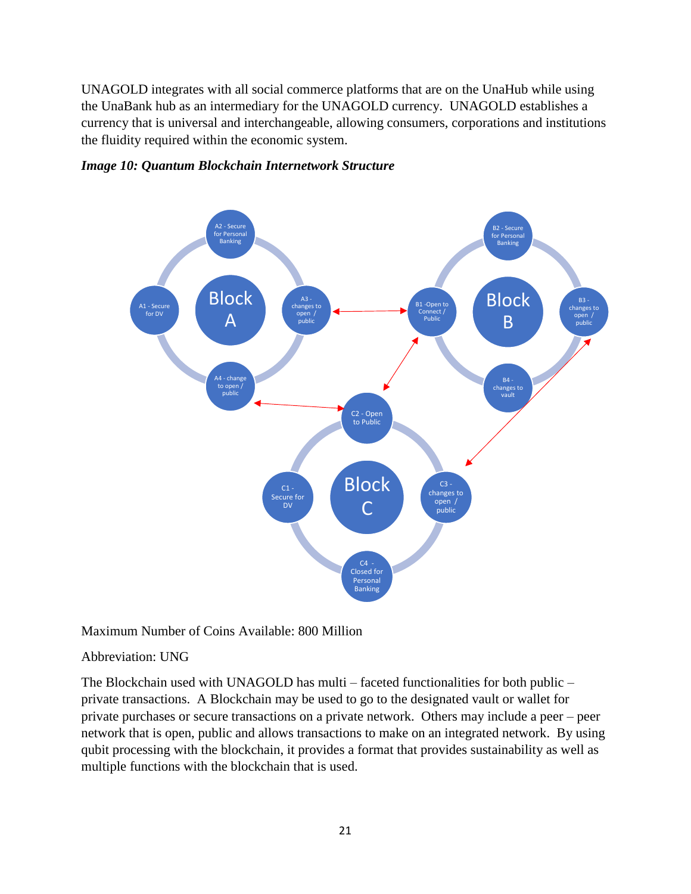UNAGOLD integrates with all social commerce platforms that are on the UnaHub while using the UnaBank hub as an intermediary for the UNAGOLD currency. UNAGOLD establishes a currency that is universal and interchangeable, allowing consumers, corporations and institutions the fluidity required within the economic system.

***Image 10: Quantum Blockchain Internetwork Structure***

Maximum Number of Coins Available: 800 Million

Abbreviation: UNG

The Blockchain used with UNAGOLD has multi – faceted functionalities for both public – private transactions. A Blockchain may be used to go to the designated vault or wallet for private purchases or secure transactions on a private network. Others may include a peer – peer network that is open, public and allows transactions to make on an integrated network. By using qubit processing with the blockchain, it provides a format that provides sustainability as well as multiple functions with the blockchain that is used.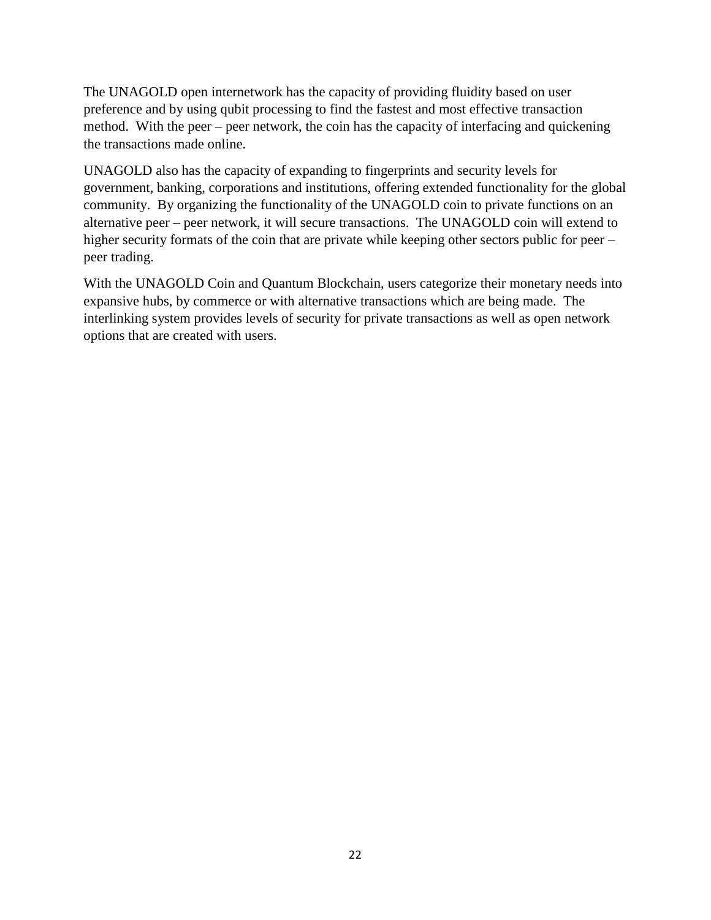The UNAGOLD open internetwork has the capacity of providing fluidity based on user preference and by using qubit processing to find the fastest and most effective transaction method. With the peer – peer network, the coin has the capacity of interfacing and quickening the transactions made online.

UNAGOLD also has the capacity of expanding to fingerprints and security levels for government, banking, corporations and institutions, offering extended functionality for the global community. By organizing the functionality of the UNAGOLD coin to private functions on an alternative peer – peer network, it will secure transactions. The UNAGOLD coin will extend to higher security formats of the coin that are private while keeping other sectors public for peer – peer trading.

With the UNAGOLD Coin and Quantum Blockchain, users categorize their monetary needs into expansive hubs, by commerce or with alternative transactions which are being made. The interlinking system provides levels of security for private transactions as well as open network options that are created with users.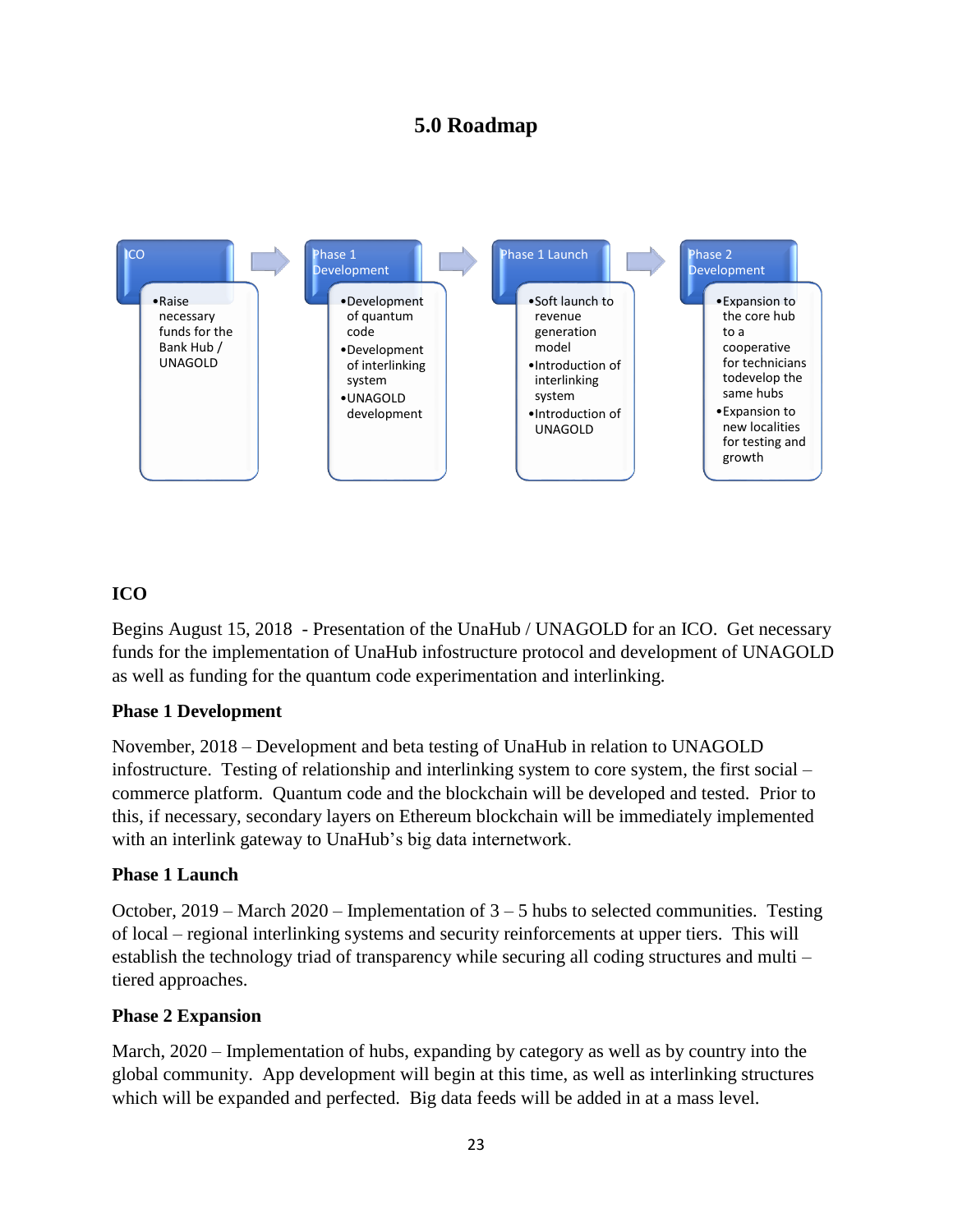# 5.0 Roadmap

**ICO**
- Raise necessary funds for the Bank Hub / UNAGOLD

**Phase 1 Development**
- Development of quantum code
- Development of interlinking system
- UNAGOLD development

**Phase 1 Launch**
- Soft launch to revenue generation model
- Introduction of interlinking system
- Introduction of UNAGOLD

**Phase 2 Development**
- Expansion to the core hub to a cooperative for technicians todevelop the same hubs
- Expansion to new localities for testing and growth

## ICO

Begins August 15, 2018 - Presentation of the UnaHub / UNAGOLD for an ICO. Get necessary funds for the implementation of UnaHub infostructure protocol and development of UNAGOLD as well as funding for the quantum code experimentation and interlinking.

## Phase 1 Development

November, 2018 – Development and beta testing of UnaHub in relation to UNAGOLD infostructure. Testing of relationship and interlinking system to core system, the first social – commerce platform. Quantum code and the blockchain will be developed and tested. Prior to this, if necessary, secondary layers on Ethereum blockchain will be immediately implemented with an interlink gateway to UnaHub's big data internetwork.

## Phase 1 Launch

October, 2019 – March 2020 – Implementation of 3 – 5 hubs to selected communities. Testing of local – regional interlinking systems and security reinforcements at upper tiers. This will establish the technology triad of transparency while securing all coding structures and multi – tiered approaches.

## Phase 2 Expansion

March, 2020 – Implementation of hubs, expanding by category as well as by country into the global community. App development will begin at this time, as well as interlinking structures which will be expanded and perfected. Big data feeds will be added in at a mass level.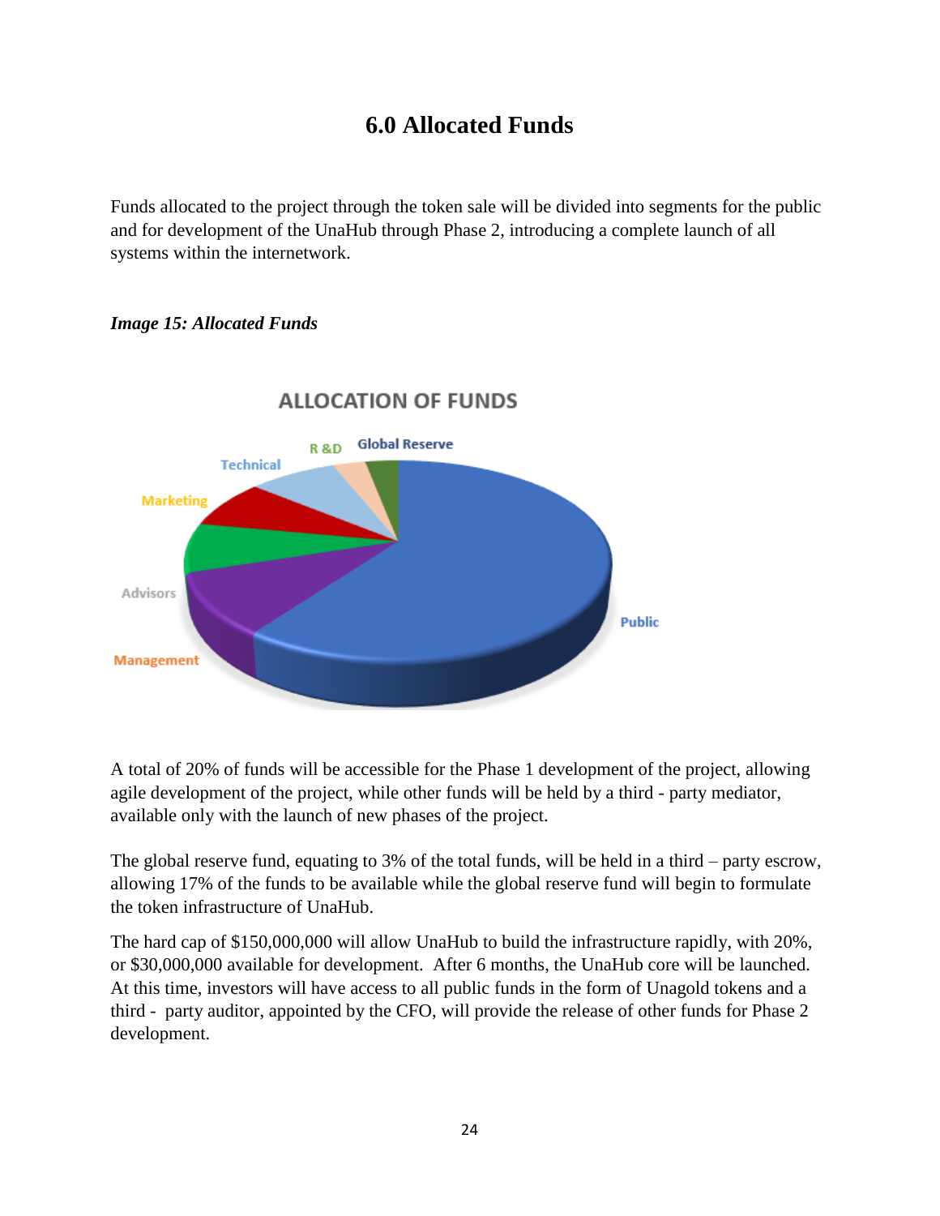## 6.0 Allocated Funds

Funds allocated to the project through the token sale will be divided into segments for the public and for development of the UnaHub through Phase 2, introducing a complete launch of all systems within the internetwork.

***Image 15: Allocated Funds***

ALLOCATION OF FUNDS

A total of 20% of funds will be accessible for the Phase 1 development of the project, allowing agile development of the project, while other funds will be held by a third - party mediator, available only with the launch of new phases of the project.

The global reserve fund, equating to 3% of the total funds, will be held in a third – party escrow, allowing 17% of the funds to be available while the global reserve fund will begin to formulate the token infrastructure of UnaHub.

The hard cap of $150,000,000 will allow UnaHub to build the infrastructure rapidly, with 20%, or $30,000,000 available for development. After 6 months, the UnaHub core will be launched. At this time, investors will have access to all public funds in the form of Unagold tokens and a third - party auditor, appointed by the CFO, will provide the release of other funds for Phase 2 development.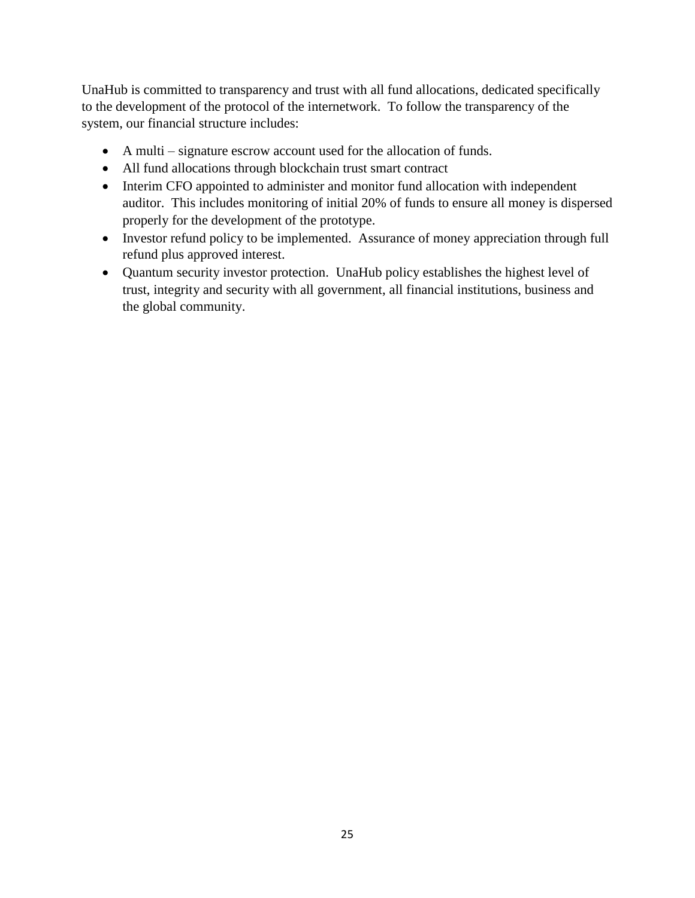UnaHub is committed to transparency and trust with all fund allocations, dedicated specifically to the development of the protocol of the internetwork. To follow the transparency of the system, our financial structure includes:

- A multi – signature escrow account used for the allocation of funds.
- All fund allocations through blockchain trust smart contract
- Interim CFO appointed to administer and monitor fund allocation with independent auditor. This includes monitoring of initial 20% of funds to ensure all money is dispersed properly for the development of the prototype.
- Investor refund policy to be implemented. Assurance of money appreciation through full refund plus approved interest.
- Quantum security investor protection. UnaHub policy establishes the highest level of trust, integrity and security with all government, all financial institutions, business and the global community.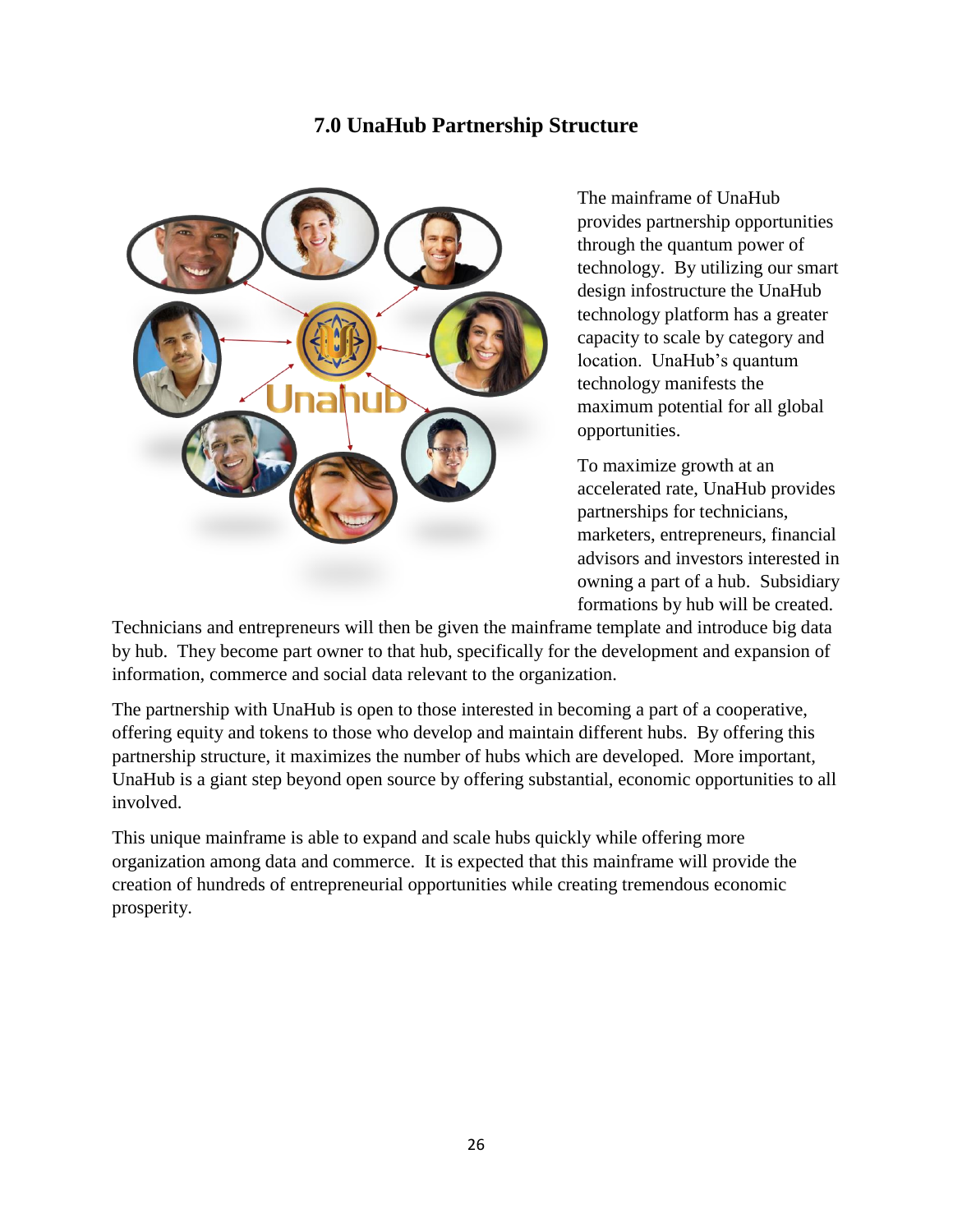## 7.0 UnaHub Partnership Structure

The mainframe of UnaHub provides partnership opportunities through the quantum power of technology. By utilizing our smart design infostructure the UnaHub technology platform has a greater capacity to scale by category and location. UnaHub's quantum technology manifests the maximum potential for all global opportunities.

To maximize growth at an accelerated rate, UnaHub provides partnerships for technicians, marketers, entrepreneurs, financial advisors and investors interested in owning a part of a hub. Subsidiary formations by hub will be created. Technicians and entrepreneurs will then be given the mainframe template and introduce big data by hub. They become part owner to that hub, specifically for the development and expansion of information, commerce and social data relevant to the organization.

The partnership with UnaHub is open to those interested in becoming a part of a cooperative, offering equity and tokens to those who develop and maintain different hubs. By offering this partnership structure, it maximizes the number of hubs which are developed. More important, UnaHub is a giant step beyond open source by offering substantial, economic opportunities to all involved.

This unique mainframe is able to expand and scale hubs quickly while offering more organization among data and commerce. It is expected that this mainframe will provide the creation of hundreds of entrepreneurial opportunities while creating tremendous economic prosperity.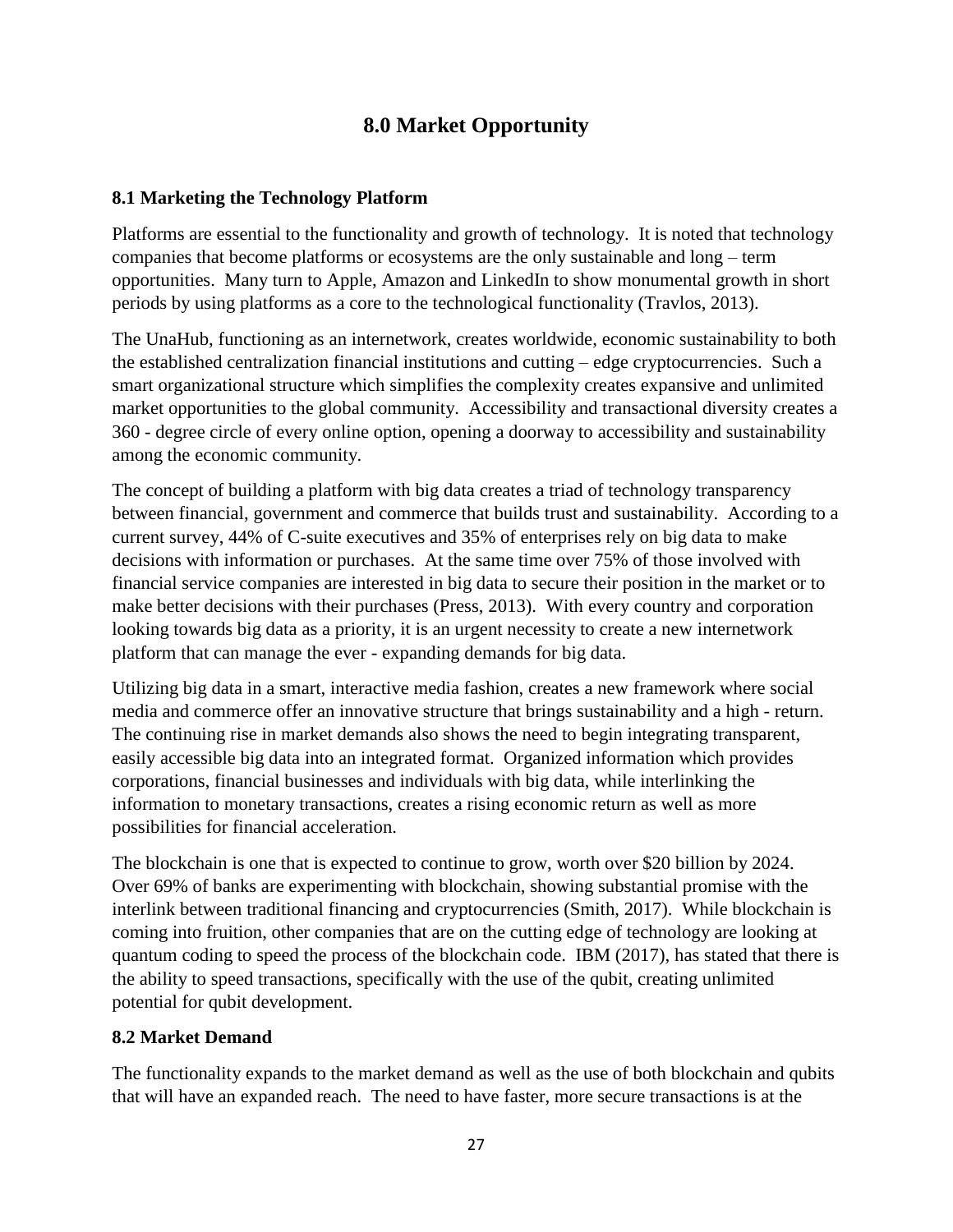# 8.0 Market Opportunity

## 8.1 Marketing the Technology Platform

Platforms are essential to the functionality and growth of technology. It is noted that technology companies that become platforms or ecosystems are the only sustainable and long – term opportunities. Many turn to Apple, Amazon and LinkedIn to show monumental growth in short periods by using platforms as a core to the technological functionality (Travlos, 2013).

The UnaHub, functioning as an internetwork, creates worldwide, economic sustainability to both the established centralization financial institutions and cutting – edge cryptocurrencies. Such a smart organizational structure which simplifies the complexity creates expansive and unlimited market opportunities to the global community. Accessibility and transactional diversity creates a 360 - degree circle of every online option, opening a doorway to accessibility and sustainability among the economic community.

The concept of building a platform with big data creates a triad of technology transparency between financial, government and commerce that builds trust and sustainability. According to a current survey, 44% of C-suite executives and 35% of enterprises rely on big data to make decisions with information or purchases. At the same time over 75% of those involved with financial service companies are interested in big data to secure their position in the market or to make better decisions with their purchases (Press, 2013). With every country and corporation looking towards big data as a priority, it is an urgent necessity to create a new internetwork platform that can manage the ever - expanding demands for big data.

Utilizing big data in a smart, interactive media fashion, creates a new framework where social media and commerce offer an innovative structure that brings sustainability and a high - return. The continuing rise in market demands also shows the need to begin integrating transparent, easily accessible big data into an integrated format. Organized information which provides corporations, financial businesses and individuals with big data, while interlinking the information to monetary transactions, creates a rising economic return as well as more possibilities for financial acceleration.

The blockchain is one that is expected to continue to grow, worth over $20 billion by 2024. Over 69% of banks are experimenting with blockchain, showing substantial promise with the interlink between traditional financing and cryptocurrencies (Smith, 2017). While blockchain is coming into fruition, other companies that are on the cutting edge of technology are looking at quantum coding to speed the process of the blockchain code. IBM (2017), has stated that there is the ability to speed transactions, specifically with the use of the qubit, creating unlimited potential for qubit development.

## 8.2 Market Demand

The functionality expands to the market demand as well as the use of both blockchain and qubits that will have an expanded reach. The need to have faster, more secure transactions is at the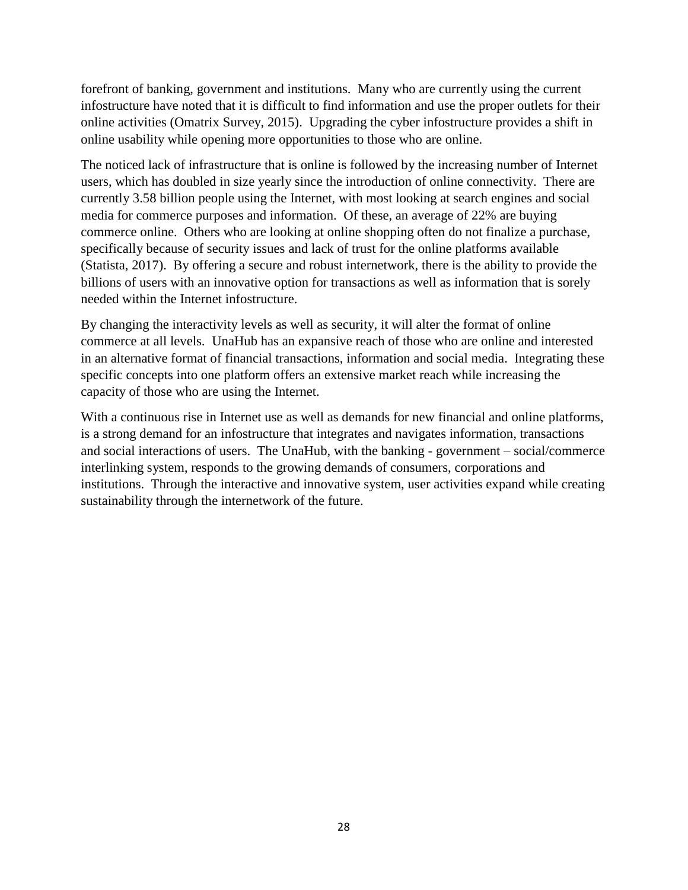forefront of banking, government and institutions. Many who are currently using the current infostructure have noted that it is difficult to find information and use the proper outlets for their online activities (Omatrix Survey, 2015). Upgrading the cyber infostructure provides a shift in online usability while opening more opportunities to those who are online.

The noticed lack of infrastructure that is online is followed by the increasing number of Internet users, which has doubled in size yearly since the introduction of online connectivity. There are currently 3.58 billion people using the Internet, with most looking at search engines and social media for commerce purposes and information. Of these, an average of 22% are buying commerce online. Others who are looking at online shopping often do not finalize a purchase, specifically because of security issues and lack of trust for the online platforms available (Statista, 2017). By offering a secure and robust internetwork, there is the ability to provide the billions of users with an innovative option for transactions as well as information that is sorely needed within the Internet infostructure.

By changing the interactivity levels as well as security, it will alter the format of online commerce at all levels. UnaHub has an expansive reach of those who are online and interested in an alternative format of financial transactions, information and social media. Integrating these specific concepts into one platform offers an extensive market reach while increasing the capacity of those who are using the Internet.

With a continuous rise in Internet use as well as demands for new financial and online platforms, is a strong demand for an infostructure that integrates and navigates information, transactions and social interactions of users. The UnaHub, with the banking - government – social/commerce interlinking system, responds to the growing demands of consumers, corporations and institutions. Through the interactive and innovative system, user activities expand while creating sustainability through the internetwork of the future.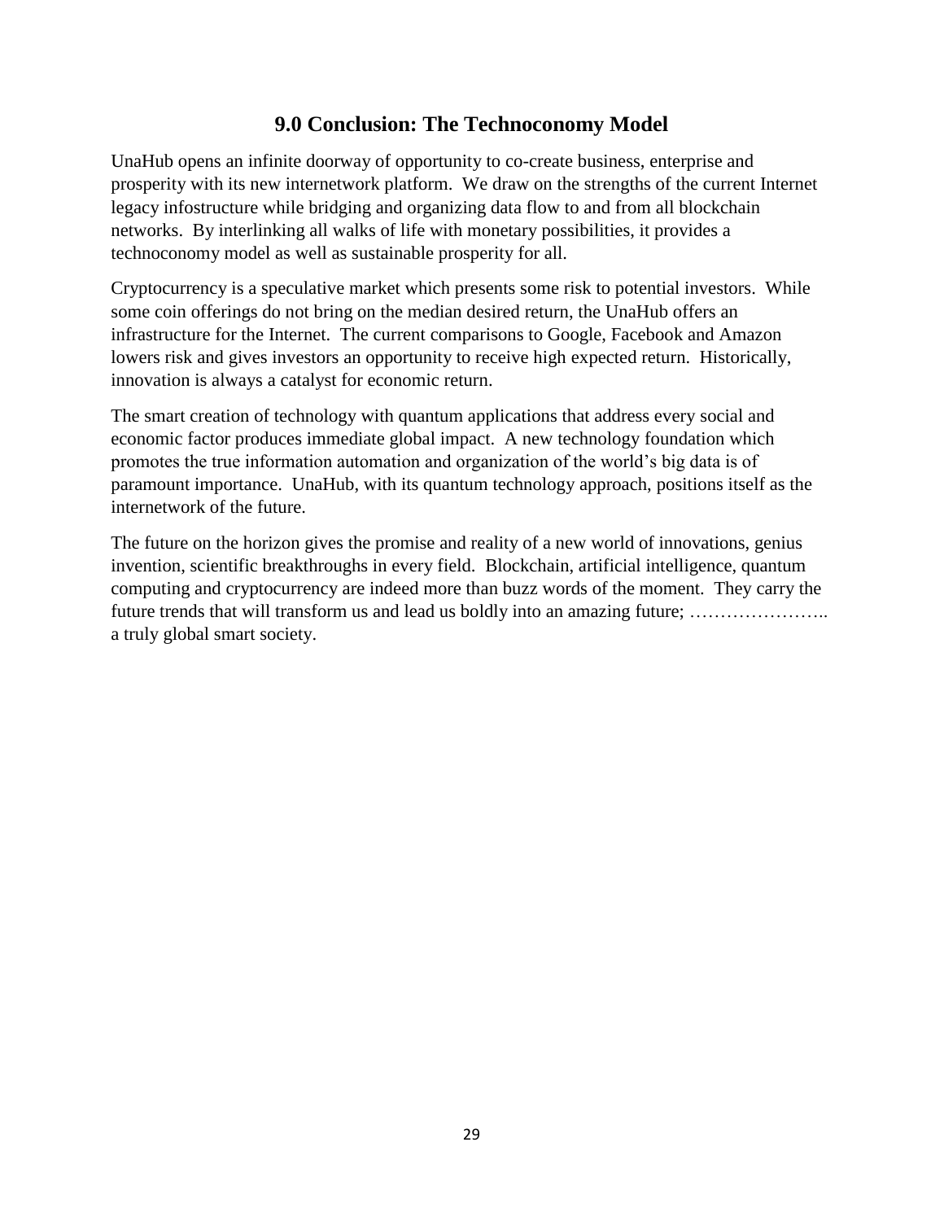## 9.0 Conclusion: The Technoconomy Model

UnaHub opens an infinite doorway of opportunity to co-create business, enterprise and prosperity with its new internetwork platform. We draw on the strengths of the current Internet legacy infostructure while bridging and organizing data flow to and from all blockchain networks. By interlinking all walks of life with monetary possibilities, it provides a technoconomy model as well as sustainable prosperity for all.

Cryptocurrency is a speculative market which presents some risk to potential investors. While some coin offerings do not bring on the median desired return, the UnaHub offers an infrastructure for the Internet. The current comparisons to Google, Facebook and Amazon lowers risk and gives investors an opportunity to receive high expected return. Historically, innovation is always a catalyst for economic return.

The smart creation of technology with quantum applications that address every social and economic factor produces immediate global impact. A new technology foundation which promotes the true information automation and organization of the world's big data is of paramount importance. UnaHub, with its quantum technology approach, positions itself as the internetwork of the future.

The future on the horizon gives the promise and reality of a new world of innovations, genius invention, scientific breakthroughs in every field. Blockchain, artificial intelligence, quantum computing and cryptocurrency are indeed more than buzz words of the moment. They carry the future trends that will transform us and lead us boldly into an amazing future; ………………….. a truly global smart society.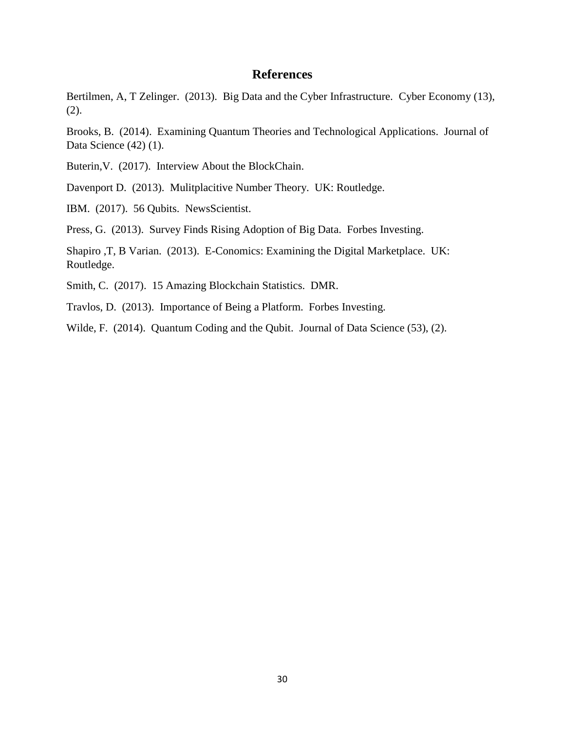## References

Bertilmen, A, T Zelinger. (2013). Big Data and the Cyber Infrastructure. Cyber Economy (13), (2).

Brooks, B. (2014). Examining Quantum Theories and Technological Applications. Journal of Data Science (42) (1).

Buterin,V. (2017). Interview About the BlockChain.

Davenport D. (2013). Mulitplacitive Number Theory. UK: Routledge.

IBM. (2017). 56 Qubits. NewsScientist.

Press, G. (2013). Survey Finds Rising Adoption of Big Data. Forbes Investing.

Shapiro ,T, B Varian. (2013). E-Conomics: Examining the Digital Marketplace. UK: Routledge.

Smith, C. (2017). 15 Amazing Blockchain Statistics. DMR.

Travlos, D. (2013). Importance of Being a Platform. Forbes Investing.

Wilde, F. (2014). Quantum Coding and the Qubit. Journal of Data Science (53), (2).